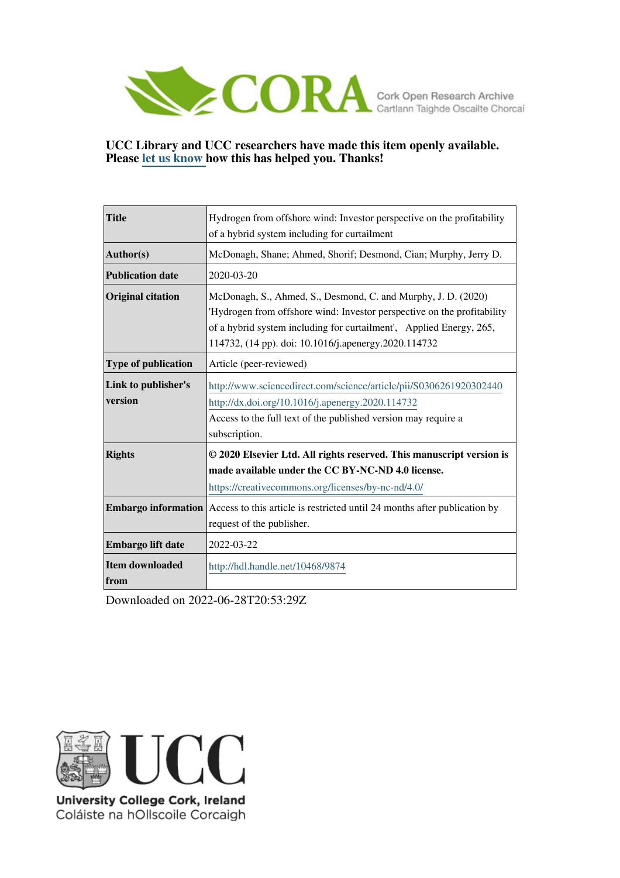CORA Cork Open Research Archive
Cartlann Taighde Oscailte Chorcaí

**UCC Library and UCC researchers have made this item openly available. Please let us know how this has helped you. Thanks!**

| | |
|---|---|
| **Title** | Hydrogen from offshore wind: Investor perspective on the profitability of a hybrid system including for curtailment |
| **Author(s)** | McDonagh, Shane; Ahmed, Shorif; Desmond, Cian; Murphy, Jerry D. |
| **Publication date** | 2020-03-20 |
| **Original citation** | McDonagh, S., Ahmed, S., Desmond, C. and Murphy, J. D. (2020) 'Hydrogen from offshore wind: Investor perspective on the profitability of a hybrid system including for curtailment', Applied Energy, 265, 114732, (14 pp). doi: 10.1016/j.apenergy.2020.114732 |
| **Type of publication** | Article (peer-reviewed) |
| **Link to publisher's version** | http://www.sciencedirect.com/science/article/pii/S0306261920302440 http://dx.doi.org/10.1016/j.apenergy.2020.114732 Access to the full text of the published version may require a subscription. |
| **Rights** | **© 2020 Elsevier Ltd. All rights reserved. This manuscript version is made available under the CC BY-NC-ND 4.0 license.** https://creativecommons.org/licenses/by-nc-nd/4.0/ |
| **Embargo information** | Access to this article is restricted until 24 months after publication by request of the publisher. |
| **Embargo lift date** | 2022-03-22 |
| **Item downloaded from** | http://hdl.handle.net/10468/9874 |

Downloaded on 2022-06-28T20:53:29Z

UCC
University College Cork, Ireland
Coláiste na hOllscoile Corcaigh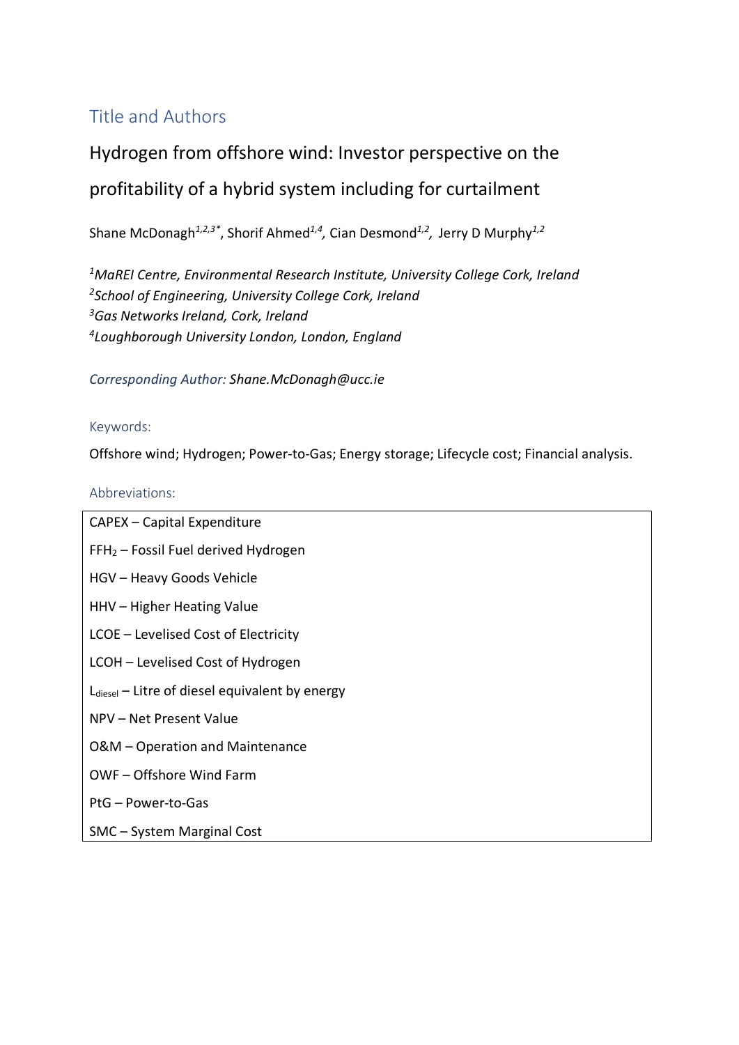## Title and Authors

# Hydrogen from offshore wind: Investor perspective on the profitability of a hybrid system including for curtailment

Shane McDonagh[1,2,3*], Shorif Ahmed[1,4], Cian Desmond[1,2], Jerry D Murphy[1,2]

[1]*MaREI Centre, Environmental Research Institute, University College Cork, Ireland*
[2]*School of Engineering, University College Cork, Ireland*
[3]*Gas Networks Ireland, Cork, Ireland*
[4]*Loughborough University London, London, England*

*Corresponding Author: Shane.McDonagh@ucc.ie*

### Keywords:

Offshore wind; Hydrogen; Power-to-Gas; Energy storage; Lifecycle cost; Financial analysis.

### Abbreviations:

CAPEX – Capital Expenditure

$FFH_2$ – Fossil Fuel derived Hydrogen

HGV – Heavy Goods Vehicle

HHV – Higher Heating Value

LCOE – Levelised Cost of Electricity

LCOH – Levelised Cost of Hydrogen

$L_{diesel}$ – Litre of diesel equivalent by energy

NPV – Net Present Value

O&M – Operation and Maintenance

OWF – Offshore Wind Farm

PtG – Power-to-Gas

SMC – System Marginal Cost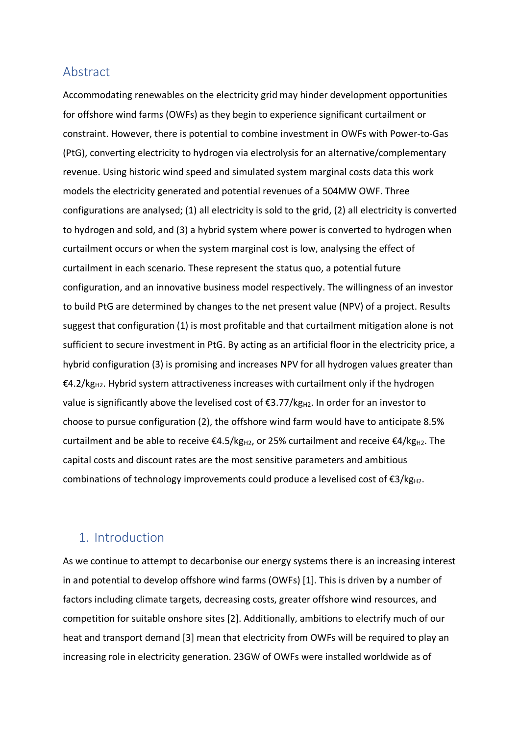## Abstract

Accommodating renewables on the electricity grid may hinder development opportunities for offshore wind farms (OWFs) as they begin to experience significant curtailment or constraint. However, there is potential to combine investment in OWFs with Power-to-Gas (PtG), converting electricity to hydrogen via electrolysis for an alternative/complementary revenue. Using historic wind speed and simulated system marginal costs data this work models the electricity generated and potential revenues of a 504MW OWF. Three configurations are analysed; (1) all electricity is sold to the grid, (2) all electricity is converted to hydrogen and sold, and (3) a hybrid system where power is converted to hydrogen when curtailment occurs or when the system marginal cost is low, analysing the effect of curtailment in each scenario. These represent the status quo, a potential future configuration, and an innovative business model respectively. The willingness of an investor to build PtG are determined by changes to the net present value (NPV) of a project. Results suggest that configuration (1) is most profitable and that curtailment mitigation alone is not sufficient to secure investment in PtG. By acting as an artificial floor in the electricity price, a hybrid configuration (3) is promising and increases NPV for all hydrogen values greater than €4.2/$kg_{H2}$. Hybrid system attractiveness increases with curtailment only if the hydrogen value is significantly above the levelised cost of €3.77/$kg_{H2}$. In order for an investor to choose to pursue configuration (2), the offshore wind farm would have to anticipate 8.5% curtailment and be able to receive €4.5/$kg_{H2}$, or 25% curtailment and receive €4/$kg_{H2}$. The capital costs and discount rates are the most sensitive parameters and ambitious combinations of technology improvements could produce a levelised cost of €3/$kg_{H2}$.

## 1. Introduction

As we continue to attempt to decarbonise our energy systems there is an increasing interest in and potential to develop offshore wind farms (OWFs) [1]. This is driven by a number of factors including climate targets, decreasing costs, greater offshore wind resources, and competition for suitable onshore sites [2]. Additionally, ambitions to electrify much of our heat and transport demand [3] mean that electricity from OWFs will be required to play an increasing role in electricity generation. 23GW of OWFs were installed worldwide as of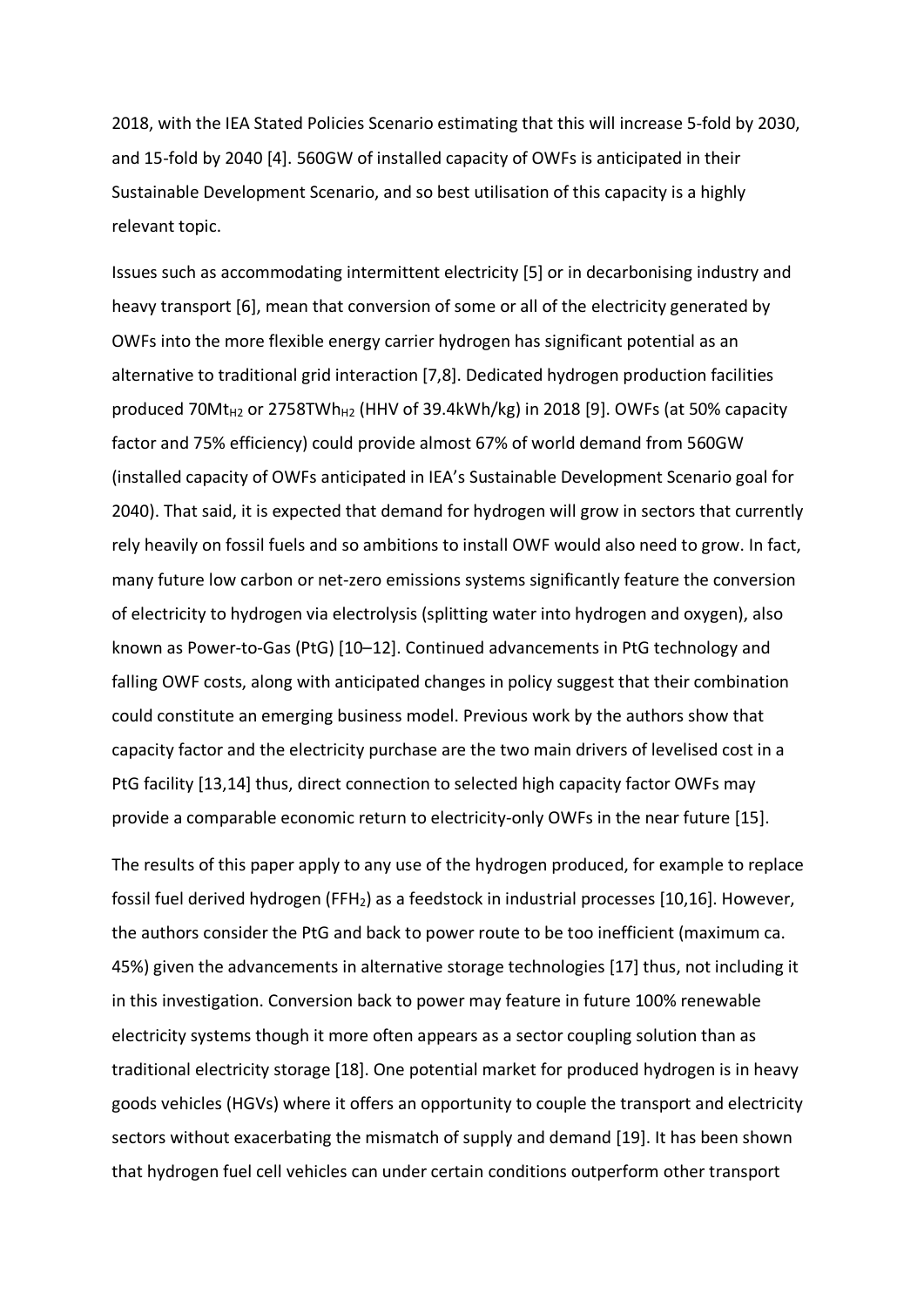2018, with the IEA Stated Policies Scenario estimating that this will increase 5-fold by 2030, and 15-fold by 2040 [4]. 560GW of installed capacity of OWFs is anticipated in their Sustainable Development Scenario, and so best utilisation of this capacity is a highly relevant topic.

Issues such as accommodating intermittent electricity [5] or in decarbonising industry and heavy transport [6], mean that conversion of some or all of the electricity generated by OWFs into the more flexible energy carrier hydrogen has significant potential as an alternative to traditional grid interaction [7,8]. Dedicated hydrogen production facilities produced $70Mt_{H2}$ or $2758TWh_{H2}$ (HHV of 39.4kWh/kg) in 2018 [9]. OWFs (at 50% capacity factor and 75% efficiency) could provide almost 67% of world demand from 560GW (installed capacity of OWFs anticipated in IEA's Sustainable Development Scenario goal for 2040). That said, it is expected that demand for hydrogen will grow in sectors that currently rely heavily on fossil fuels and so ambitions to install OWF would also need to grow. In fact, many future low carbon or net-zero emissions systems significantly feature the conversion of electricity to hydrogen via electrolysis (splitting water into hydrogen and oxygen), also known as Power-to-Gas (PtG) [10–12]. Continued advancements in PtG technology and falling OWF costs, along with anticipated changes in policy suggest that their combination could constitute an emerging business model. Previous work by the authors show that capacity factor and the electricity purchase are the two main drivers of levelised cost in a PtG facility [13,14] thus, direct connection to selected high capacity factor OWFs may provide a comparable economic return to electricity-only OWFs in the near future [15].

The results of this paper apply to any use of the hydrogen produced, for example to replace fossil fuel derived hydrogen ($FFH_2$) as a feedstock in industrial processes [10,16]. However, the authors consider the PtG and back to power route to be too inefficient (maximum ca. 45%) given the advancements in alternative storage technologies [17] thus, not including it in this investigation. Conversion back to power may feature in future 100% renewable electricity systems though it more often appears as a sector coupling solution than as traditional electricity storage [18]. One potential market for produced hydrogen is in heavy goods vehicles (HGVs) where it offers an opportunity to couple the transport and electricity sectors without exacerbating the mismatch of supply and demand [19]. It has been shown that hydrogen fuel cell vehicles can under certain conditions outperform other transport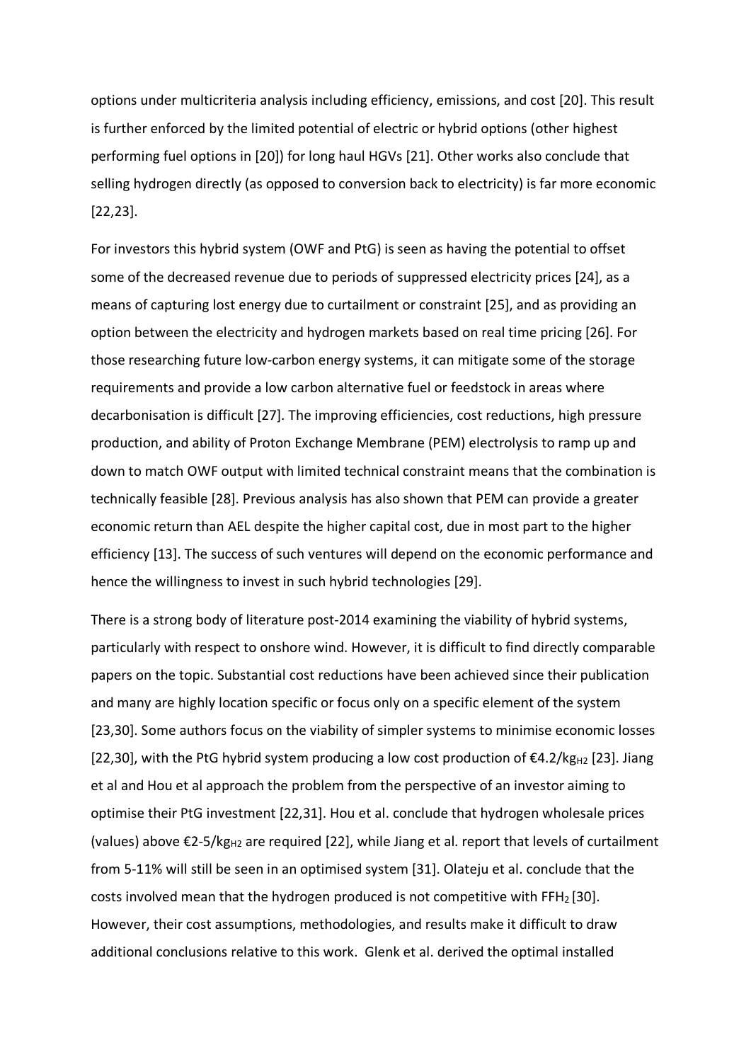options under multicriteria analysis including efficiency, emissions, and cost [20]. This result is further enforced by the limited potential of electric or hybrid options (other highest performing fuel options in [20]) for long haul HGVs [21]. Other works also conclude that selling hydrogen directly (as opposed to conversion back to electricity) is far more economic [22,23].

For investors this hybrid system (OWF and PtG) is seen as having the potential to offset some of the decreased revenue due to periods of suppressed electricity prices [24], as a means of capturing lost energy due to curtailment or constraint [25], and as providing an option between the electricity and hydrogen markets based on real time pricing [26]. For those researching future low-carbon energy systems, it can mitigate some of the storage requirements and provide a low carbon alternative fuel or feedstock in areas where decarbonisation is difficult [27]. The improving efficiencies, cost reductions, high pressure production, and ability of Proton Exchange Membrane (PEM) electrolysis to ramp up and down to match OWF output with limited technical constraint means that the combination is technically feasible [28]. Previous analysis has also shown that PEM can provide a greater economic return than AEL despite the higher capital cost, due in most part to the higher efficiency [13]. The success of such ventures will depend on the economic performance and hence the willingness to invest in such hybrid technologies [29].

There is a strong body of literature post-2014 examining the viability of hybrid systems, particularly with respect to onshore wind. However, it is difficult to find directly comparable papers on the topic. Substantial cost reductions have been achieved since their publication and many are highly location specific or focus only on a specific element of the system [23,30]. Some authors focus on the viability of simpler systems to minimise economic losses [22,30], with the PtG hybrid system producing a low cost production of €4.2/$kg_{H2}$ [23]. Jiang et al and Hou et al approach the problem from the perspective of an investor aiming to optimise their PtG investment [22,31]. Hou et al. conclude that hydrogen wholesale prices (values) above €2-5/$kg_{H2}$ are required [22], while Jiang et al. report that levels of curtailment from 5-11% will still be seen in an optimised system [31]. Olateju et al. conclude that the costs involved mean that the hydrogen produced is not competitive with $FFH_2$ [30]. However, their cost assumptions, methodologies, and results make it difficult to draw additional conclusions relative to this work. Glenk et al. derived the optimal installed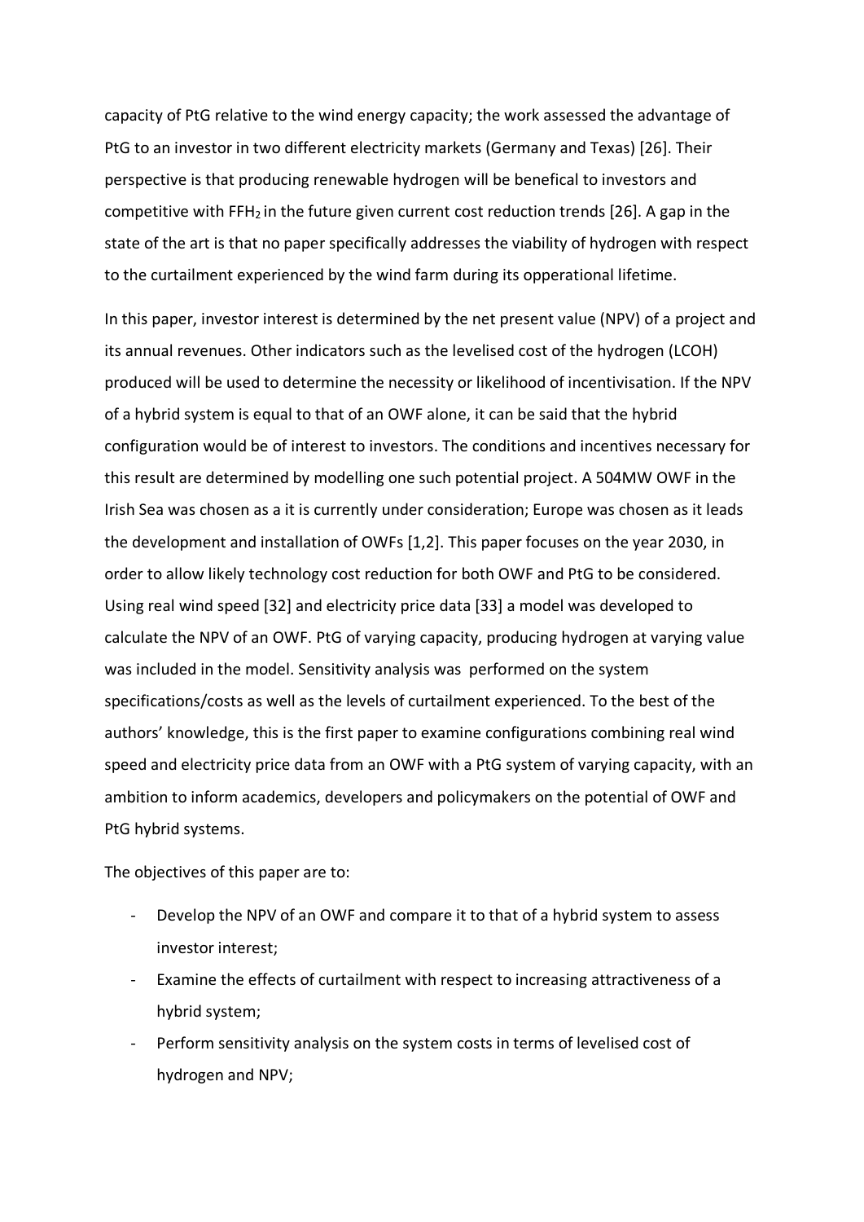capacity of PtG relative to the wind energy capacity; the work assessed the advantage of PtG to an investor in two different electricity markets (Germany and Texas) [26]. Their perspective is that producing renewable hydrogen will be benefical to investors and competitive with $FFH_2$ in the future given current cost reduction trends [26]. A gap in the state of the art is that no paper specifically addresses the viability of hydrogen with respect to the curtailment experienced by the wind farm during its opperational lifetime.

In this paper, investor interest is determined by the net present value (NPV) of a project and its annual revenues. Other indicators such as the levelised cost of the hydrogen (LCOH) produced will be used to determine the necessity or likelihood of incentivisation. If the NPV of a hybrid system is equal to that of an OWF alone, it can be said that the hybrid configuration would be of interest to investors. The conditions and incentives necessary for this result are determined by modelling one such potential project. A 504MW OWF in the Irish Sea was chosen as a it is currently under consideration; Europe was chosen as it leads the development and installation of OWFs [1,2]. This paper focuses on the year 2030, in order to allow likely technology cost reduction for both OWF and PtG to be considered. Using real wind speed [32] and electricity price data [33] a model was developed to calculate the NPV of an OWF. PtG of varying capacity, producing hydrogen at varying value was included in the model. Sensitivity analysis was performed on the system specifications/costs as well as the levels of curtailment experienced. To the best of the authors' knowledge, this is the first paper to examine configurations combining real wind speed and electricity price data from an OWF with a PtG system of varying capacity, with an ambition to inform academics, developers and policymakers on the potential of OWF and PtG hybrid systems.

The objectives of this paper are to:

- Develop the NPV of an OWF and compare it to that of a hybrid system to assess investor interest;
- Examine the effects of curtailment with respect to increasing attractiveness of a hybrid system;
- Perform sensitivity analysis on the system costs in terms of levelised cost of hydrogen and NPV;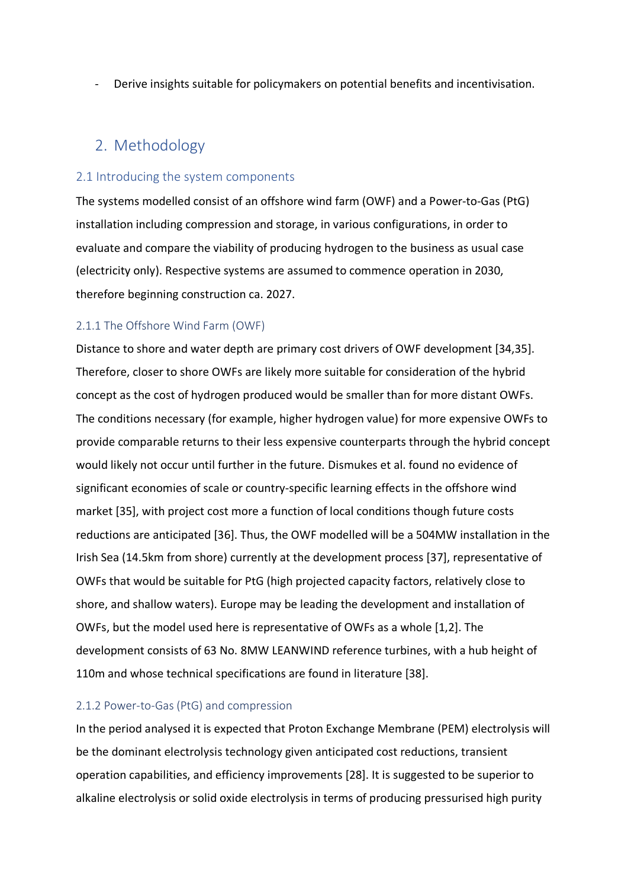- Derive insights suitable for policymakers on potential benefits and incentivisation.

## 2. Methodology

### 2.1 Introducing the system components

The systems modelled consist of an offshore wind farm (OWF) and a Power-to-Gas (PtG) installation including compression and storage, in various configurations, in order to evaluate and compare the viability of producing hydrogen to the business as usual case (electricity only). Respective systems are assumed to commence operation in 2030, therefore beginning construction ca. 2027.

#### 2.1.1 The Offshore Wind Farm (OWF)

Distance to shore and water depth are primary cost drivers of OWF development [34,35]. Therefore, closer to shore OWFs are likely more suitable for consideration of the hybrid concept as the cost of hydrogen produced would be smaller than for more distant OWFs. The conditions necessary (for example, higher hydrogen value) for more expensive OWFs to provide comparable returns to their less expensive counterparts through the hybrid concept would likely not occur until further in the future. Dismukes et al. found no evidence of significant economies of scale or country-specific learning effects in the offshore wind market [35], with project cost more a function of local conditions though future costs reductions are anticipated [36]. Thus, the OWF modelled will be a 504MW installation in the Irish Sea (14.5km from shore) currently at the development process [37], representative of OWFs that would be suitable for PtG (high projected capacity factors, relatively close to shore, and shallow waters). Europe may be leading the development and installation of OWFs, but the model used here is representative of OWFs as a whole [1,2]. The development consists of 63 No. 8MW LEANWIND reference turbines, with a hub height of 110m and whose technical specifications are found in literature [38].

#### 2.1.2 Power-to-Gas (PtG) and compression

In the period analysed it is expected that Proton Exchange Membrane (PEM) electrolysis will be the dominant electrolysis technology given anticipated cost reductions, transient operation capabilities, and efficiency improvements [28]. It is suggested to be superior to alkaline electrolysis or solid oxide electrolysis in terms of producing pressurised high purity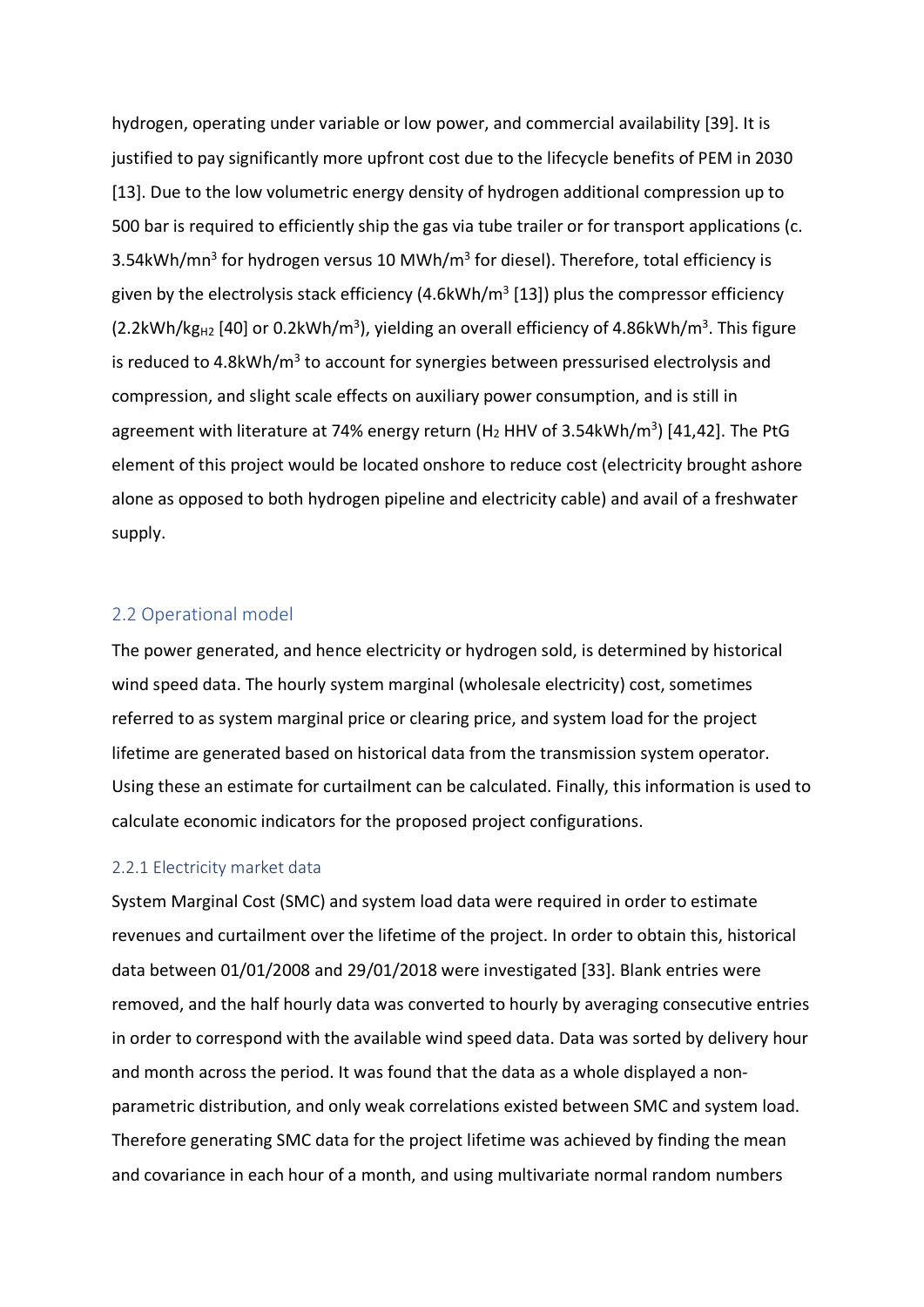hydrogen, operating under variable or low power, and commercial availability [39]. It is justified to pay significantly more upfront cost due to the lifecycle benefits of PEM in 2030 [13]. Due to the low volumetric energy density of hydrogen additional compression up to 500 bar is required to efficiently ship the gas via tube trailer or for transport applications (c. 3.54kWh/mn$^3$ for hydrogen versus 10 MWh/m$^3$ for diesel). Therefore, total efficiency is given by the electrolysis stack efficiency (4.6kWh/m$^3$ [13]) plus the compressor efficiency (2.2kWh/kg$_{H2}$ [40] or 0.2kWh/m$^3$), yielding an overall efficiency of 4.86kWh/m$^3$. This figure is reduced to 4.8kWh/m$^3$ to account for synergies between pressurised electrolysis and compression, and slight scale effects on auxiliary power consumption, and is still in agreement with literature at 74% energy return ($H_2$ HHV of 3.54kWh/m$^3$) [41,42]. The PtG element of this project would be located onshore to reduce cost (electricity brought ashore alone as opposed to both hydrogen pipeline and electricity cable) and avail of a freshwater supply.

## 2.2 Operational model

The power generated, and hence electricity or hydrogen sold, is determined by historical wind speed data. The hourly system marginal (wholesale electricity) cost, sometimes referred to as system marginal price or clearing price, and system load for the project lifetime are generated based on historical data from the transmission system operator. Using these an estimate for curtailment can be calculated. Finally, this information is used to calculate economic indicators for the proposed project configurations.

### 2.2.1 Electricity market data

System Marginal Cost (SMC) and system load data were required in order to estimate revenues and curtailment over the lifetime of the project. In order to obtain this, historical data between 01/01/2008 and 29/01/2018 were investigated [33]. Blank entries were removed, and the half hourly data was converted to hourly by averaging consecutive entries in order to correspond with the available wind speed data. Data was sorted by delivery hour and month across the period. It was found that the data as a whole displayed a non-parametric distribution, and only weak correlations existed between SMC and system load. Therefore generating SMC data for the project lifetime was achieved by finding the mean and covariance in each hour of a month, and using multivariate normal random numbers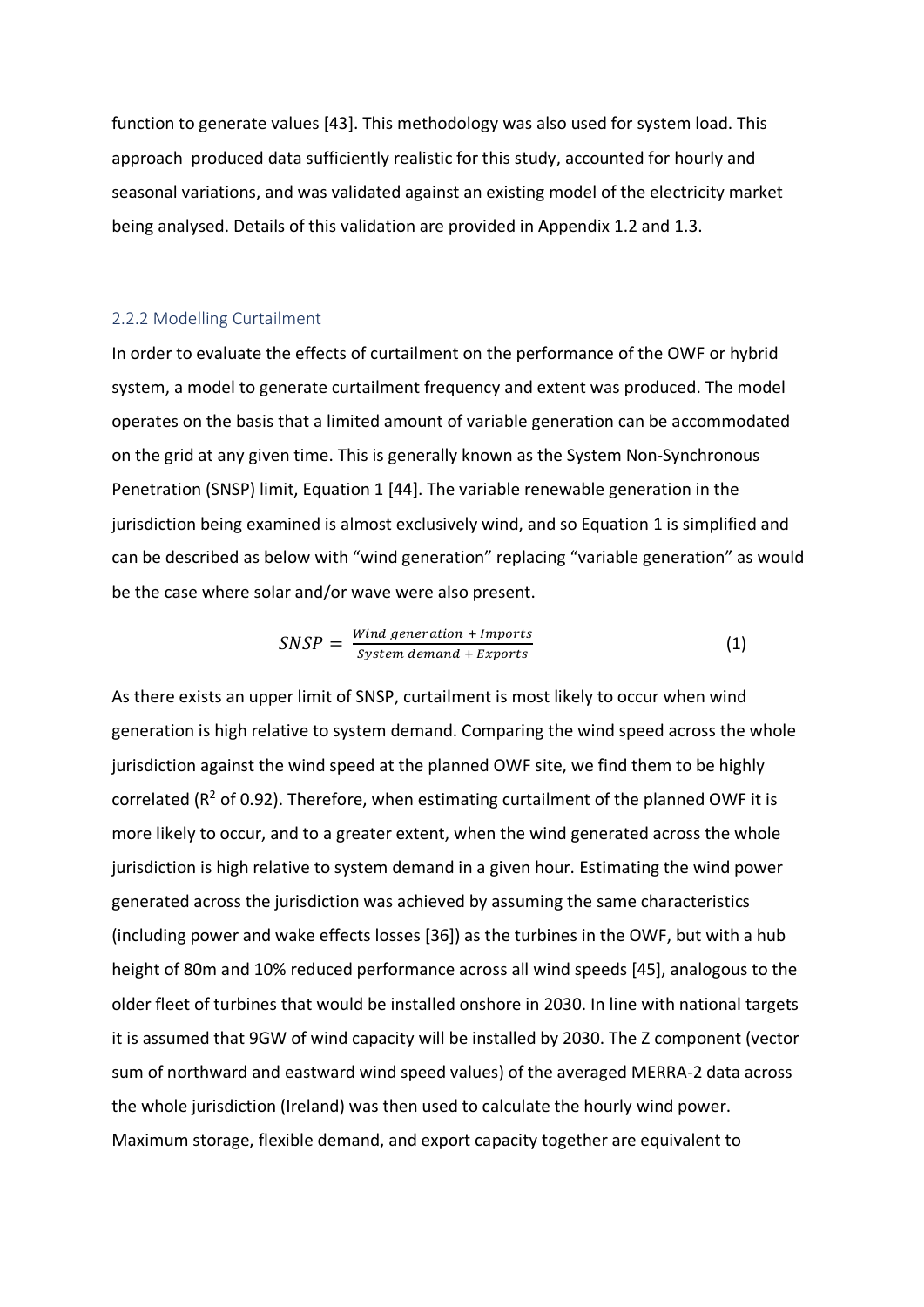function to generate values [43]. This methodology was also used for system load. This approach produced data sufficiently realistic for this study, accounted for hourly and seasonal variations, and was validated against an existing model of the electricity market being analysed. Details of this validation are provided in Appendix 1.2 and 1.3.

### 2.2.2 Modelling Curtailment

In order to evaluate the effects of curtailment on the performance of the OWF or hybrid system, a model to generate curtailment frequency and extent was produced. The model operates on the basis that a limited amount of variable generation can be accommodated on the grid at any given time. This is generally known as the System Non-Synchronous Penetration (SNSP) limit, Equation 1 [44]. The variable renewable generation in the jurisdiction being examined is almost exclusively wind, and so Equation 1 is simplified and can be described as below with "wind generation" replacing "variable generation" as would be the case where solar and/or wave were also present.

$$SNSP = \frac{Wind\ generation + Imports}{System\ demand + Exports} \tag{1}$$

As there exists an upper limit of SNSP, curtailment is most likely to occur when wind generation is high relative to system demand. Comparing the wind speed across the whole jurisdiction against the wind speed at the planned OWF site, we find them to be highly correlated ($R^2$ of 0.92). Therefore, when estimating curtailment of the planned OWF it is more likely to occur, and to a greater extent, when the wind generated across the whole jurisdiction is high relative to system demand in a given hour. Estimating the wind power generated across the jurisdiction was achieved by assuming the same characteristics (including power and wake effects losses [36]) as the turbines in the OWF, but with a hub height of 80m and 10% reduced performance across all wind speeds [45], analogous to the older fleet of turbines that would be installed onshore in 2030. In line with national targets it is assumed that 9GW of wind capacity will be installed by 2030. The Z component (vector sum of northward and eastward wind speed values) of the averaged MERRA-2 data across the whole jurisdiction (Ireland) was then used to calculate the hourly wind power. Maximum storage, flexible demand, and export capacity together are equivalent to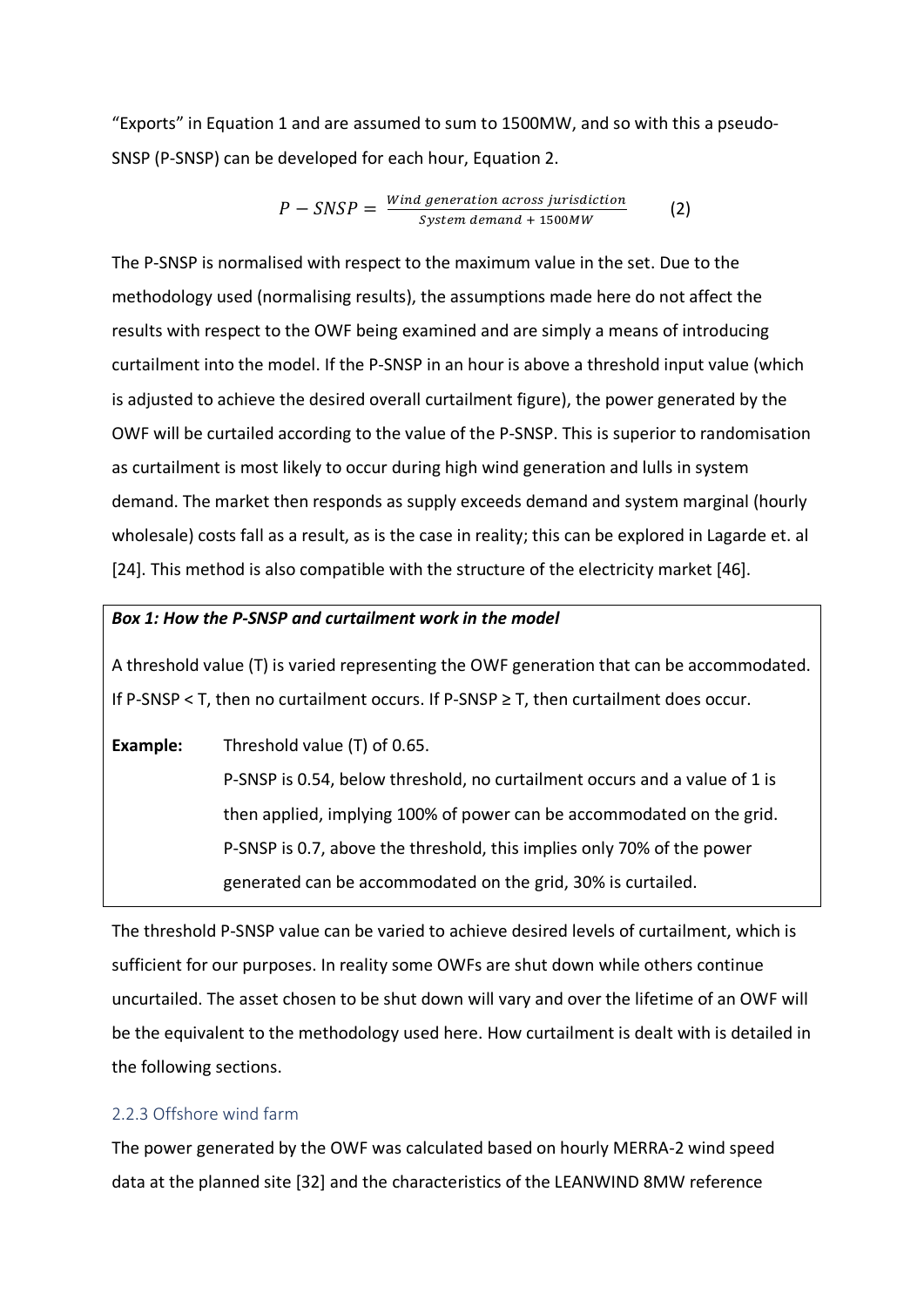"Exports" in Equation 1 and are assumed to sum to 1500MW, and so with this a pseudo-SNSP (P-SNSP) can be developed for each hour, Equation 2.

$$P - SNSP = \frac{Wind\ generation\ across\ jurisdiction}{System\ demand + 1500MW} \qquad (2)$$

The P-SNSP is normalised with respect to the maximum value in the set. Due to the methodology used (normalising results), the assumptions made here do not affect the results with respect to the OWF being examined and are simply a means of introducing curtailment into the model. If the P-SNSP in an hour is above a threshold input value (which is adjusted to achieve the desired overall curtailment figure), the power generated by the OWF will be curtailed according to the value of the P-SNSP. This is superior to randomisation as curtailment is most likely to occur during high wind generation and lulls in system demand. The market then responds as supply exceeds demand and system marginal (hourly wholesale) costs fall as a result, as is the case in reality; this can be explored in Lagarde et. al [24]. This method is also compatible with the structure of the electricity market [46].

***Box 1: How the P-SNSP and curtailment work in the model***

A threshold value (T) is varied representing the OWF generation that can be accommodated. If P-SNSP < T, then no curtailment occurs. If P-SNSP ≥ T, then curtailment does occur.

**Example:** Threshold value (T) of 0.65.

P-SNSP is 0.54, below threshold, no curtailment occurs and a value of 1 is then applied, implying 100% of power can be accommodated on the grid.

P-SNSP is 0.7, above the threshold, this implies only 70% of the power generated can be accommodated on the grid, 30% is curtailed.

The threshold P-SNSP value can be varied to achieve desired levels of curtailment, which is sufficient for our purposes. In reality some OWFs are shut down while others continue uncurtailed. The asset chosen to be shut down will vary and over the lifetime of an OWF will be the equivalent to the methodology used here. How curtailment is dealt with is detailed in the following sections.

### 2.2.3 Offshore wind farm

The power generated by the OWF was calculated based on hourly MERRA-2 wind speed data at the planned site [32] and the characteristics of the LEANWIND 8MW reference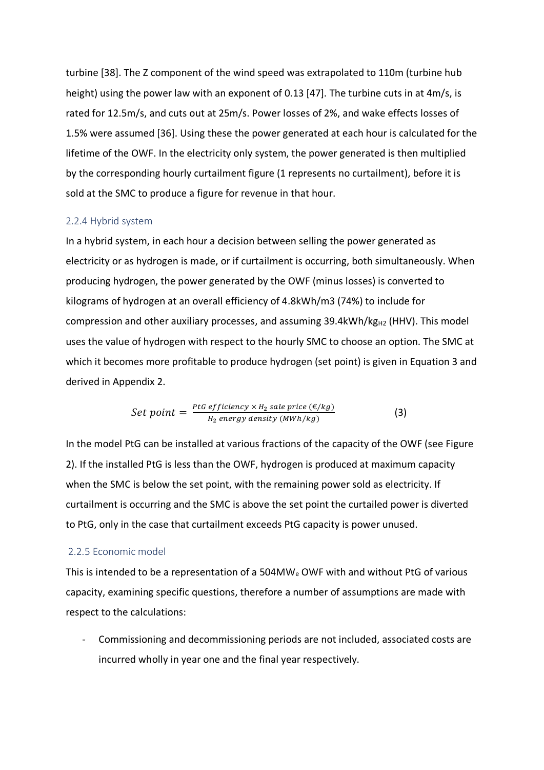turbine [38]. The Z component of the wind speed was extrapolated to 110m (turbine hub height) using the power law with an exponent of 0.13 [47]. The turbine cuts in at 4m/s, is rated for 12.5m/s, and cuts out at 25m/s. Power losses of 2%, and wake effects losses of 1.5% were assumed [36]. Using these the power generated at each hour is calculated for the lifetime of the OWF. In the electricity only system, the power generated is then multiplied by the corresponding hourly curtailment figure (1 represents no curtailment), before it is sold at the SMC to produce a figure for revenue in that hour.

### 2.2.4 Hybrid system

In a hybrid system, in each hour a decision between selling the power generated as electricity or as hydrogen is made, or if curtailment is occurring, both simultaneously. When producing hydrogen, the power generated by the OWF (minus losses) is converted to kilograms of hydrogen at an overall efficiency of 4.8kWh/m3 (74%) to include for compression and other auxiliary processes, and assuming 39.4kWh/$kg_{H2}$ (HHV). This model uses the value of hydrogen with respect to the hourly SMC to choose an option. The SMC at which it becomes more profitable to produce hydrogen (set point) is given in Equation 3 and derived in Appendix 2.

$$Set\ point = \frac{PtG\ efficiency \times H_2\ sale\ price\ (€/kg)}{H_2\ energy\ density\ (MWh/kg)} \tag{3}$$

In the model PtG can be installed at various fractions of the capacity of the OWF (see Figure 2). If the installed PtG is less than the OWF, hydrogen is produced at maximum capacity when the SMC is below the set point, with the remaining power sold as electricity. If curtailment is occurring and the SMC is above the set point the curtailed power is diverted to PtG, only in the case that curtailment exceeds PtG capacity is power unused.

### 2.2.5 Economic model

This is intended to be a representation of a 504$MW_e$ OWF with and without PtG of various capacity, examining specific questions, therefore a number of assumptions are made with respect to the calculations:

- Commissioning and decommissioning periods are not included, associated costs are incurred wholly in year one and the final year respectively.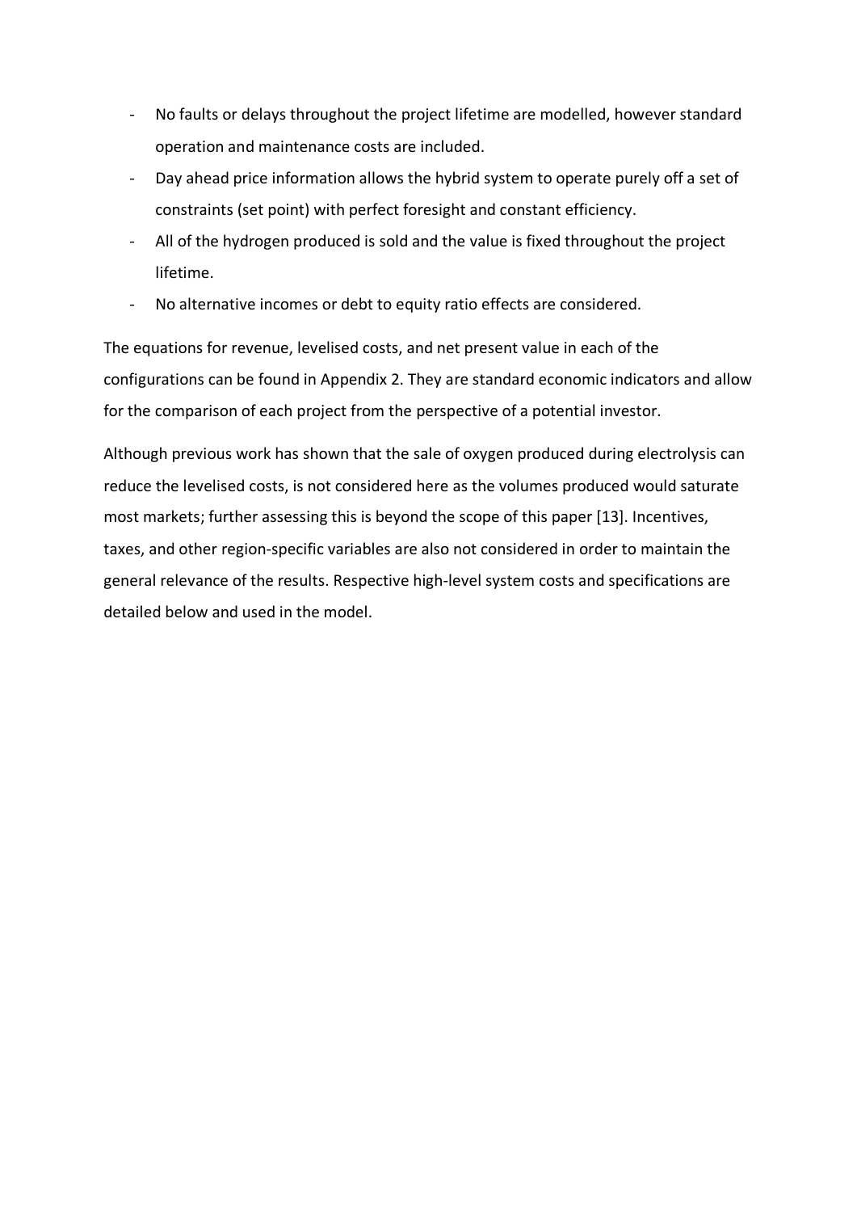- No faults or delays throughout the project lifetime are modelled, however standard operation and maintenance costs are included.
- Day ahead price information allows the hybrid system to operate purely off a set of constraints (set point) with perfect foresight and constant efficiency.
- All of the hydrogen produced is sold and the value is fixed throughout the project lifetime.
- No alternative incomes or debt to equity ratio effects are considered.

The equations for revenue, levelised costs, and net present value in each of the configurations can be found in Appendix 2. They are standard economic indicators and allow for the comparison of each project from the perspective of a potential investor.

Although previous work has shown that the sale of oxygen produced during electrolysis can reduce the levelised costs, is not considered here as the volumes produced would saturate most markets; further assessing this is beyond the scope of this paper [13]. Incentives, taxes, and other region-specific variables are also not considered in order to maintain the general relevance of the results. Respective high-level system costs and specifications are detailed below and used in the model.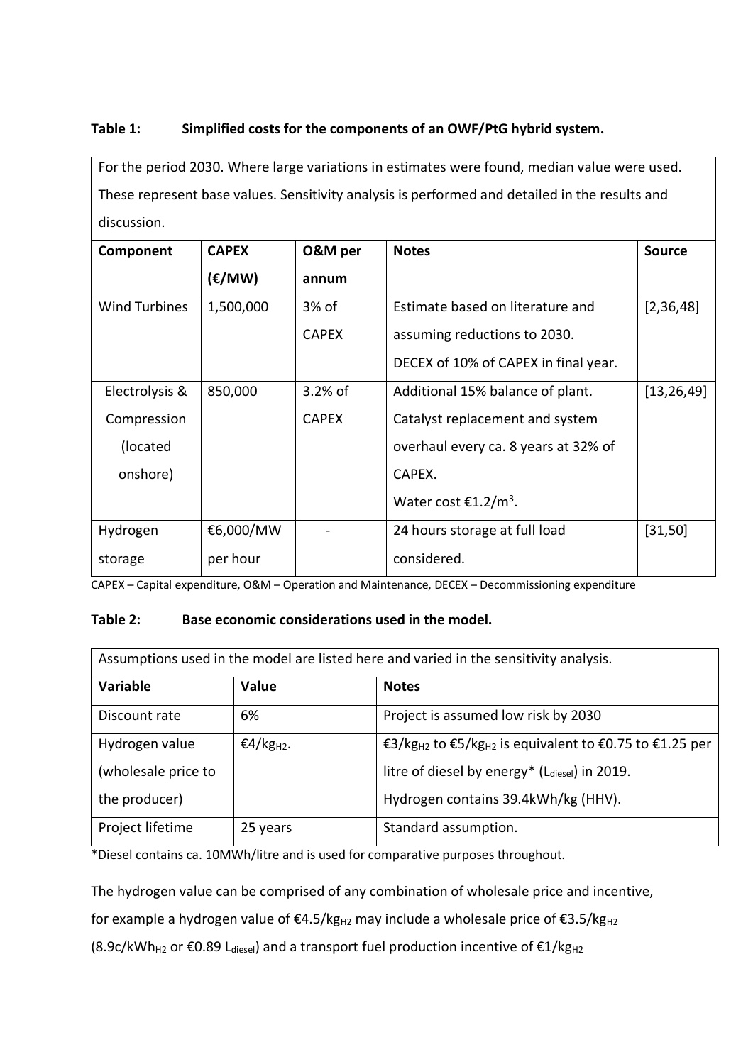**Table 1: Simplified costs for the components of an OWF/PtG hybrid system.**

For the period 2030. Where large variations in estimates were found, median value were used. These represent base values. Sensitivity analysis is performed and detailed in the results and discussion.

| Component | CAPEX (€/MW) | O&M per annum | Notes | Source |
|---|---|---|---|---|
| Wind Turbines | 1,500,000 | 3% of CAPEX | Estimate based on literature and assuming reductions to 2030. DECEX of 10% of CAPEX in final year. | [2,36,48] |
| Electrolysis & Compression (located onshore) | 850,000 | 3.2% of CAPEX | Additional 15% balance of plant. Catalyst replacement and system overhaul every ca. 8 years at 32% of CAPEX. Water cost €1.2/m$^3$. | [13,26,49] |
| Hydrogen storage | €6,000/MW per hour | - | 24 hours storage at full load considered. | [31,50] |

CAPEX – Capital expenditure, O&M – Operation and Maintenance, DECEX – Decommissioning expenditure

**Table 2: Base economic considerations used in the model.**

Assumptions used in the model are listed here and varied in the sensitivity analysis.

| Variable | Value | Notes |
|---|---|---|
| Discount rate | 6% | Project is assumed low risk by 2030 |
| Hydrogen value (wholesale price to the producer) | €4/kg$_{H2}$. | €3/kg$_{H2}$ to €5/kg$_{H2}$ is equivalent to €0.75 to €1.25 per litre of diesel by energy* (L$_{diesel}$) in 2019. Hydrogen contains 39.4kWh/kg (HHV). |
| Project lifetime | 25 years | Standard assumption. |

*Diesel contains ca. 10MWh/litre and is used for comparative purposes throughout.

The hydrogen value can be comprised of any combination of wholesale price and incentive, for example a hydrogen value of €4.5/kg$_{H2}$ may include a wholesale price of €3.5/kg$_{H2}$ (8.9c/kWh$_{H2}$ or €0.89 L$_{diesel}$) and a transport fuel production incentive of €1/kg$_{H2}$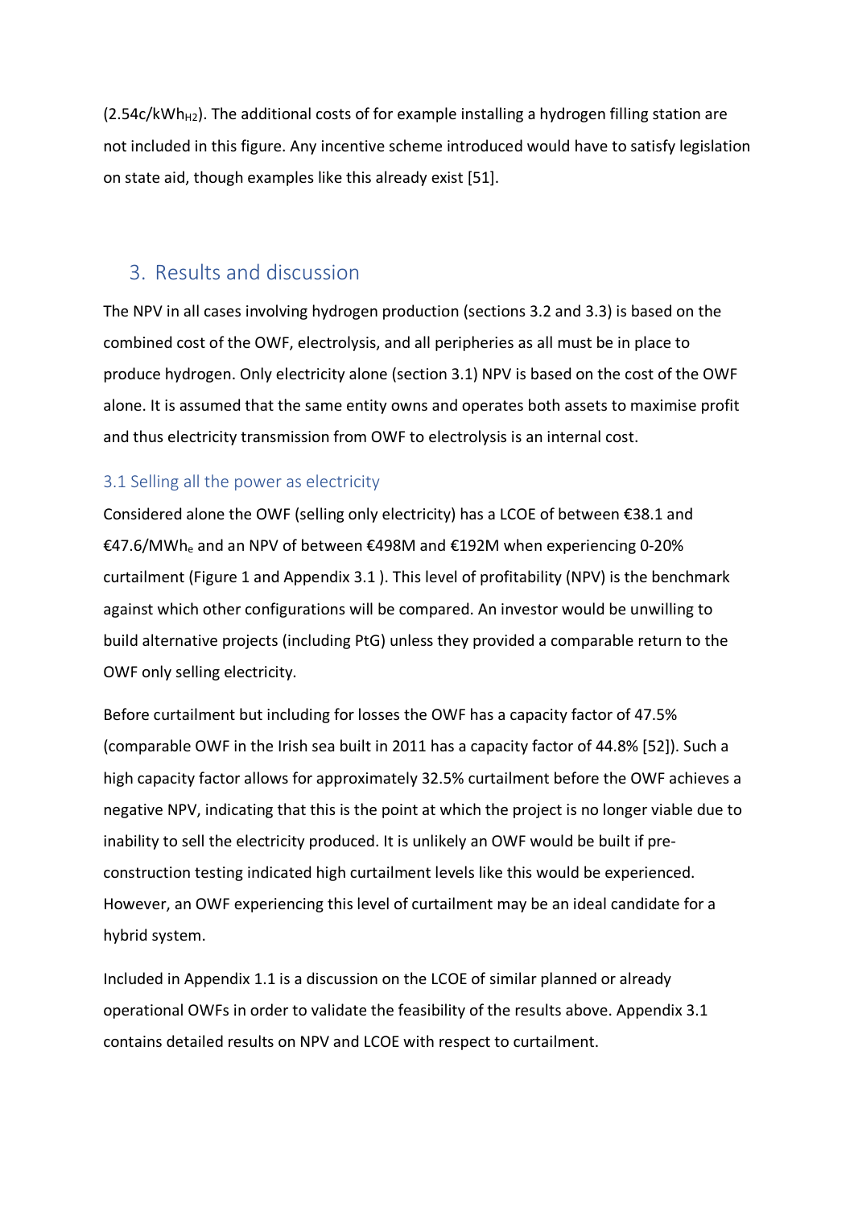($2.54c/kWh_{H2}$). The additional costs of for example installing a hydrogen filling station are not included in this figure. Any incentive scheme introduced would have to satisfy legislation on state aid, though examples like this already exist [51].

## 3. Results and discussion

The NPV in all cases involving hydrogen production (sections 3.2 and 3.3) is based on the combined cost of the OWF, electrolysis, and all peripheries as all must be in place to produce hydrogen. Only electricity alone (section 3.1) NPV is based on the cost of the OWF alone. It is assumed that the same entity owns and operates both assets to maximise profit and thus electricity transmission from OWF to electrolysis is an internal cost.

### 3.1 Selling all the power as electricity

Considered alone the OWF (selling only electricity) has a LCOE of between €38.1 and €47.6/$MWh_e$ and an NPV of between €498M and €192M when experiencing 0-20% curtailment (Figure 1 and Appendix 3.1 ). This level of profitability (NPV) is the benchmark against which other configurations will be compared. An investor would be unwilling to build alternative projects (including PtG) unless they provided a comparable return to the OWF only selling electricity.

Before curtailment but including for losses the OWF has a capacity factor of 47.5% (comparable OWF in the Irish sea built in 2011 has a capacity factor of 44.8% [52]). Such a high capacity factor allows for approximately 32.5% curtailment before the OWF achieves a negative NPV, indicating that this is the point at which the project is no longer viable due to inability to sell the electricity produced. It is unlikely an OWF would be built if pre-construction testing indicated high curtailment levels like this would be experienced. However, an OWF experiencing this level of curtailment may be an ideal candidate for a hybrid system.

Included in Appendix 1.1 is a discussion on the LCOE of similar planned or already operational OWFs in order to validate the feasibility of the results above. Appendix 3.1 contains detailed results on NPV and LCOE with respect to curtailment.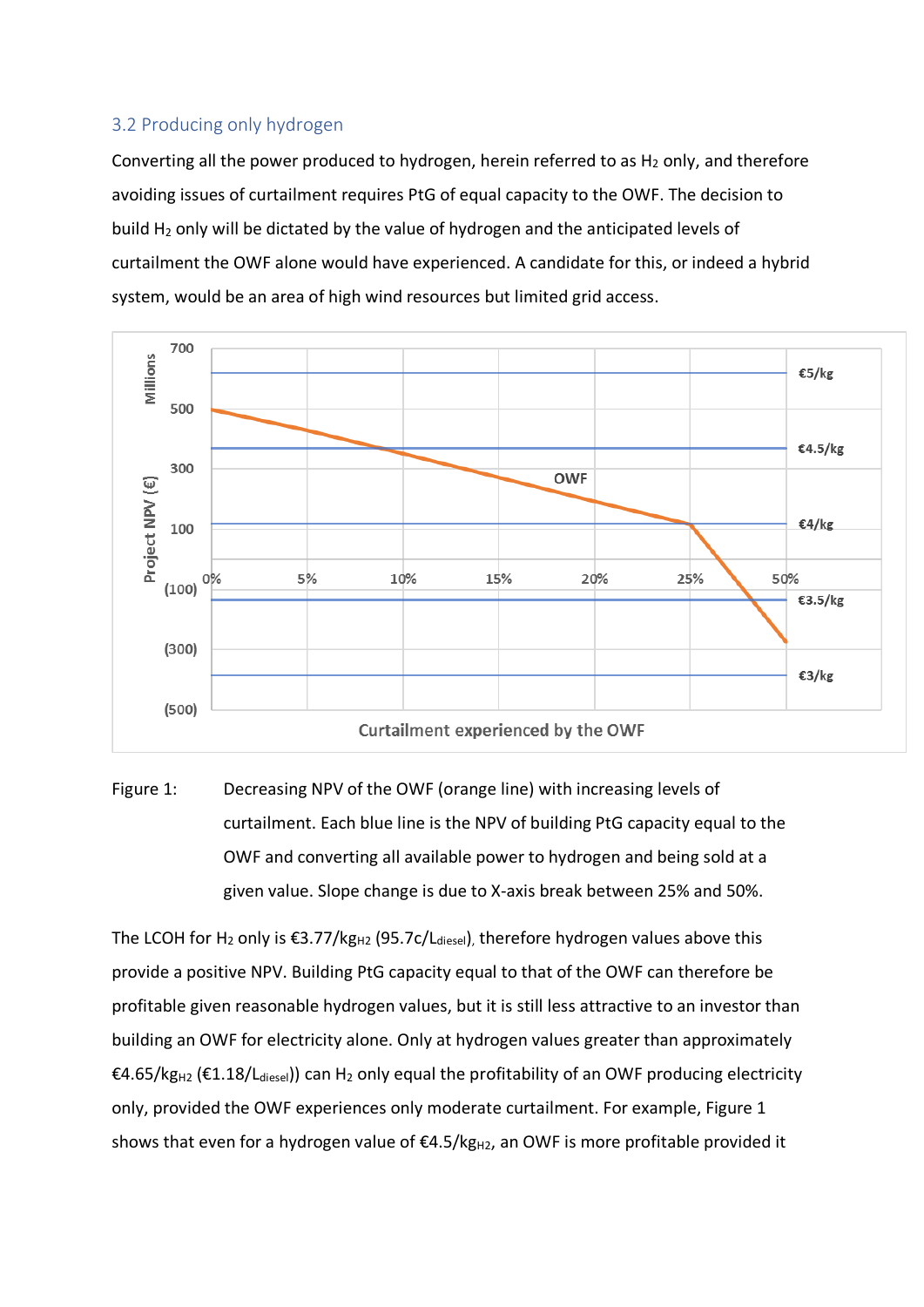### 3.2 Producing only hydrogen

Converting all the power produced to hydrogen, herein referred to as $H_2$ only, and therefore avoiding issues of curtailment requires PtG of equal capacity to the OWF. The decision to build $H_2$ only will be dictated by the value of hydrogen and the anticipated levels of curtailment the OWF alone would have experienced. A candidate for this, or indeed a hybrid system, would be an area of high wind resources but limited grid access.

Millions

Project NPV (€)

700
500
300
100
(100)
(300)
(500)

0%
5%
10%
15%
20%
25%
50%

OWF

€5/kg
€4.5/kg
€4/kg
€3.5/kg
€3/kg

Curtailment experienced by the OWF

Figure 1: Decreasing NPV of the OWF (orange line) with increasing levels of curtailment. Each blue line is the NPV of building PtG capacity equal to the OWF and converting all available power to hydrogen and being sold at a given value. Slope change is due to X-axis break between 25% and 50%.

The LCOH for $H_2$ only is €3.77/kg$_{H2}$ (95.7c/L$_{diesel}$), therefore hydrogen values above this provide a positive NPV. Building PtG capacity equal to that of the OWF can therefore be profitable given reasonable hydrogen values, but it is still less attractive to an investor than building an OWF for electricity alone. Only at hydrogen values greater than approximately €4.65/kg$_{H2}$ (€1.18/L$_{diesel}$)) can $H_2$ only equal the profitability of an OWF producing electricity only, provided the OWF experiences only moderate curtailment. For example, Figure 1 shows that even for a hydrogen value of €4.5/kg$_{H2}$, an OWF is more profitable provided it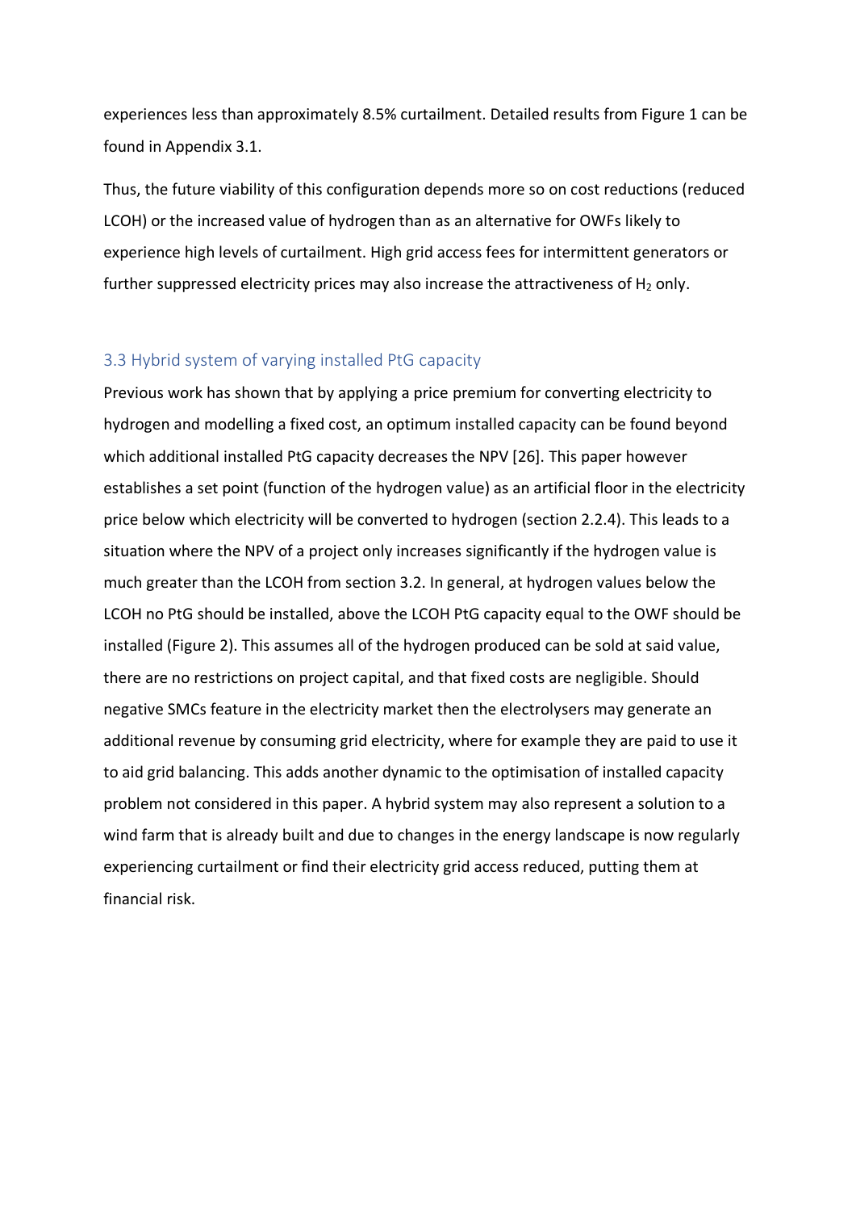experiences less than approximately 8.5% curtailment. Detailed results from Figure 1 can be found in Appendix 3.1.

Thus, the future viability of this configuration depends more so on cost reductions (reduced LCOH) or the increased value of hydrogen than as an alternative for OWFs likely to experience high levels of curtailment. High grid access fees for intermittent generators or further suppressed electricity prices may also increase the attractiveness of $H_2$ only.

### 3.3 Hybrid system of varying installed PtG capacity

Previous work has shown that by applying a price premium for converting electricity to hydrogen and modelling a fixed cost, an optimum installed capacity can be found beyond which additional installed PtG capacity decreases the NPV [26]. This paper however establishes a set point (function of the hydrogen value) as an artificial floor in the electricity price below which electricity will be converted to hydrogen (section 2.2.4). This leads to a situation where the NPV of a project only increases significantly if the hydrogen value is much greater than the LCOH from section 3.2. In general, at hydrogen values below the LCOH no PtG should be installed, above the LCOH PtG capacity equal to the OWF should be installed (Figure 2). This assumes all of the hydrogen produced can be sold at said value, there are no restrictions on project capital, and that fixed costs are negligible. Should negative SMCs feature in the electricity market then the electrolysers may generate an additional revenue by consuming grid electricity, where for example they are paid to use it to aid grid balancing. This adds another dynamic to the optimisation of installed capacity problem not considered in this paper. A hybrid system may also represent a solution to a wind farm that is already built and due to changes in the energy landscape is now regularly experiencing curtailment or find their electricity grid access reduced, putting them at financial risk.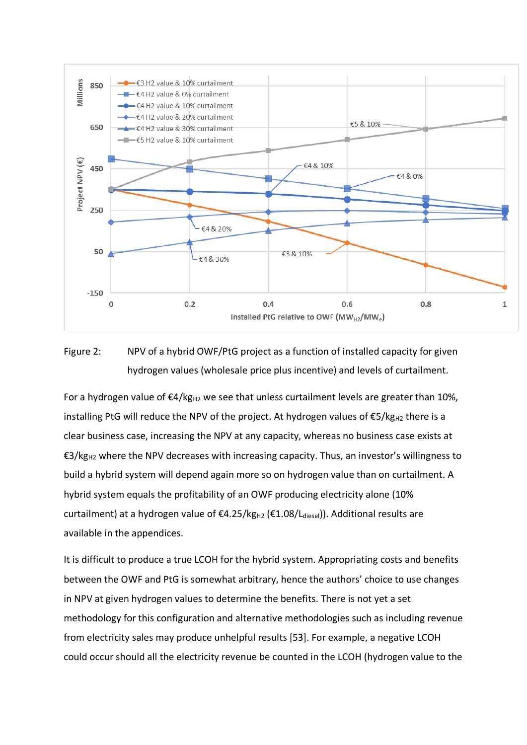Millions

850

650

450

250

50

-150

Project NPV (€)

€3 H2 value & 10% curtailment

€4 H2 value & 0% curtailment

€4 H2 value & 10% curtailment

€4 H2 value & 20% curtailment

€4 H2 value & 30% curtailment

€5 H2 value & 10% curtailment

€5 & 10%

€4 & 10%

€4 & 0%

€4 & 20%

€4 & 30%

€3 & 10%

0 0.2 0.4 0.6 0.8 1

Installed PtG relative to OWF ($MW_{H2}/MW_e$)

Figure 2: NPV of a hybrid OWF/PtG project as a function of installed capacity for given hydrogen values (wholesale price plus incentive) and levels of curtailment.

For a hydrogen value of €4/$kg_{H2}$ we see that unless curtailment levels are greater than 10%, installing PtG will reduce the NPV of the project. At hydrogen values of €5/$kg_{H2}$ there is a clear business case, increasing the NPV at any capacity, whereas no business case exists at €3/$kg_{H2}$ where the NPV decreases with increasing capacity. Thus, an investor's willingness to build a hybrid system will depend again more so on hydrogen value than on curtailment. A hybrid system equals the profitability of an OWF producing electricity alone (10% curtailment) at a hydrogen value of €4.25/$kg_{H2}$ (€1.08/$L_{diesel}$)). Additional results are available in the appendices.

It is difficult to produce a true LCOH for the hybrid system. Appropriating costs and benefits between the OWF and PtG is somewhat arbitrary, hence the authors' choice to use changes in NPV at given hydrogen values to determine the benefits. There is not yet a set methodology for this configuration and alternative methodologies such as including revenue from electricity sales may produce unhelpful results [53]. For example, a negative LCOH could occur should all the electricity revenue be counted in the LCOH (hydrogen value to the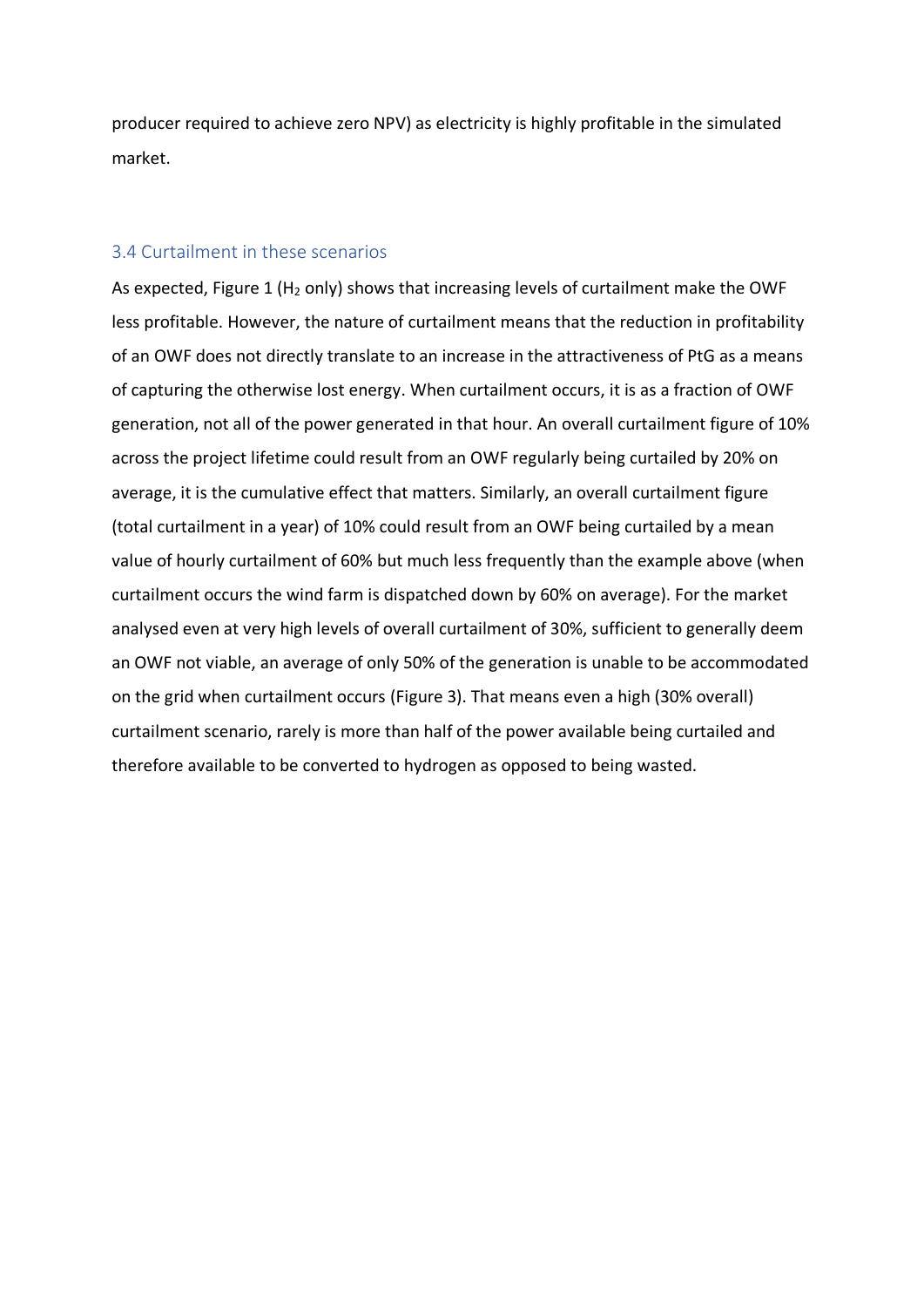producer required to achieve zero NPV) as electricity is highly profitable in the simulated market.

### 3.4 Curtailment in these scenarios

As expected, Figure 1 ($H_2$ only) shows that increasing levels of curtailment make the OWF less profitable. However, the nature of curtailment means that the reduction in profitability of an OWF does not directly translate to an increase in the attractiveness of PtG as a means of capturing the otherwise lost energy. When curtailment occurs, it is as a fraction of OWF generation, not all of the power generated in that hour. An overall curtailment figure of 10% across the project lifetime could result from an OWF regularly being curtailed by 20% on average, it is the cumulative effect that matters. Similarly, an overall curtailment figure (total curtailment in a year) of 10% could result from an OWF being curtailed by a mean value of hourly curtailment of 60% but much less frequently than the example above (when curtailment occurs the wind farm is dispatched down by 60% on average). For the market analysed even at very high levels of overall curtailment of 30%, sufficient to generally deem an OWF not viable, an average of only 50% of the generation is unable to be accommodated on the grid when curtailment occurs (Figure 3). That means even a high (30% overall) curtailment scenario, rarely is more than half of the power available being curtailed and therefore available to be converted to hydrogen as opposed to being wasted.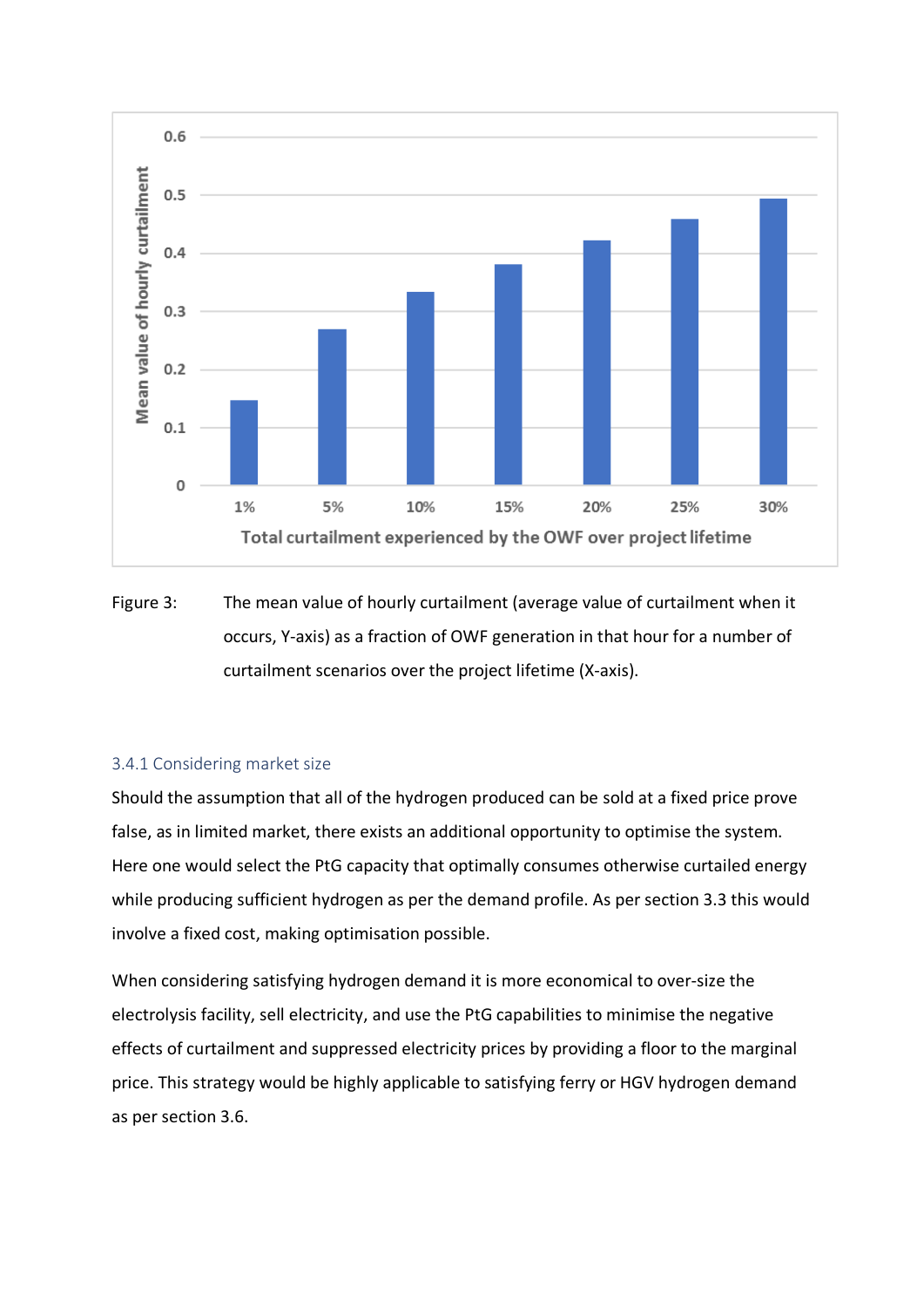0.6
0.5
0.4
0.3
0.2
0.1
0

Mean value of hourly curtailment

1% 5% 10% 15% 20% 25% 30%

Total curtailment experienced by the OWF over project lifetime

Figure 3: The mean value of hourly curtailment (average value of curtailment when it occurs, Y-axis) as a fraction of OWF generation in that hour for a number of curtailment scenarios over the project lifetime (X-axis).

### 3.4.1 Considering market size

Should the assumption that all of the hydrogen produced can be sold at a fixed price prove false, as in limited market, there exists an additional opportunity to optimise the system. Here one would select the PtG capacity that optimally consumes otherwise curtailed energy while producing sufficient hydrogen as per the demand profile. As per section 3.3 this would involve a fixed cost, making optimisation possible.

When considering satisfying hydrogen demand it is more economical to over-size the electrolysis facility, sell electricity, and use the PtG capabilities to minimise the negative effects of curtailment and suppressed electricity prices by providing a floor to the marginal price. This strategy would be highly applicable to satisfying ferry or HGV hydrogen demand as per section 3.6.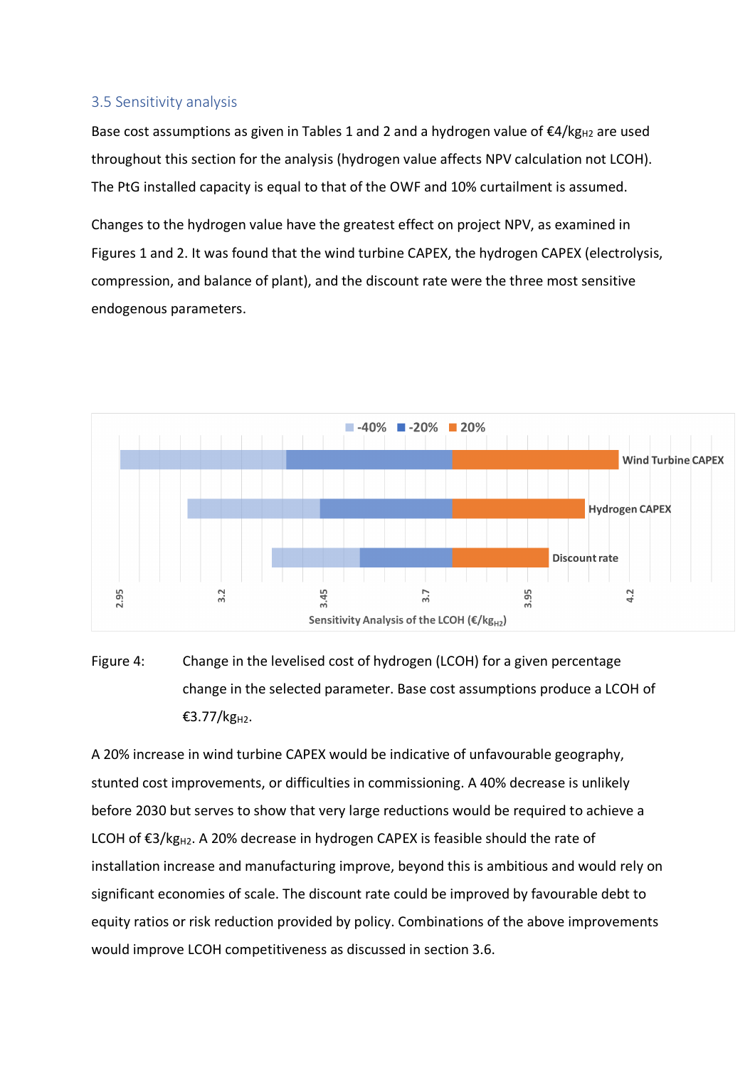### 3.5 Sensitivity analysis

Base cost assumptions as given in Tables 1 and 2 and a hydrogen value of €4/$kg_{H2}$ are used throughout this section for the analysis (hydrogen value affects NPV calculation not LCOH). The PtG installed capacity is equal to that of the OWF and 10% curtailment is assumed.

Changes to the hydrogen value have the greatest effect on project NPV, as examined in Figures 1 and 2. It was found that the wind turbine CAPEX, the hydrogen CAPEX (electrolysis, compression, and balance of plant), and the discount rate were the three most sensitive endogenous parameters.

-40%
-20%
20%
Wind Turbine CAPEX
Hydrogen CAPEX
Discount rate
2.95
3.2
3.45
3.7
3.95
4.2
Sensitivity Analysis of the LCOH (€/$kg_{H2}$)

Figure 4: Change in the levelised cost of hydrogen (LCOH) for a given percentage change in the selected parameter. Base cost assumptions produce a LCOH of €3.77/$kg_{H2}$.

A 20% increase in wind turbine CAPEX would be indicative of unfavourable geography, stunted cost improvements, or difficulties in commissioning. A 40% decrease is unlikely before 2030 but serves to show that very large reductions would be required to achieve a LCOH of €3/$kg_{H2}$. A 20% decrease in hydrogen CAPEX is feasible should the rate of installation increase and manufacturing improve, beyond this is ambitious and would rely on significant economies of scale. The discount rate could be improved by favourable debt to equity ratios or risk reduction provided by policy. Combinations of the above improvements would improve LCOH competitiveness as discussed in section 3.6.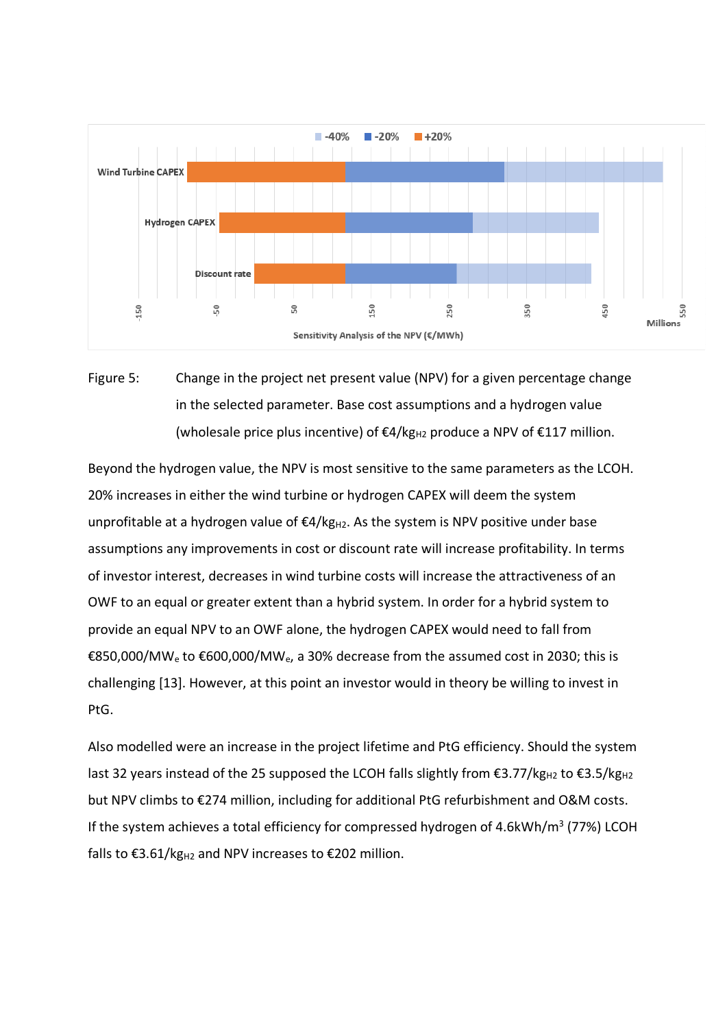-40%
-20%
+20%

Wind Turbine CAPEX

Hydrogen CAPEX

Discount rate

-150
-50
50
150
250
350
450
550

Millions

Sensitivity Analysis of the NPV (€/MWh)

Figure 5: Change in the project net present value (NPV) for a given percentage change in the selected parameter. Base cost assumptions and a hydrogen value (wholesale price plus incentive) of €4/$kg_{H2}$ produce a NPV of €117 million.

Beyond the hydrogen value, the NPV is most sensitive to the same parameters as the LCOH. 20% increases in either the wind turbine or hydrogen CAPEX will deem the system unprofitable at a hydrogen value of €4/$kg_{H2}$. As the system is NPV positive under base assumptions any improvements in cost or discount rate will increase profitability. In terms of investor interest, decreases in wind turbine costs will increase the attractiveness of an OWF to an equal or greater extent than a hybrid system. In order for a hybrid system to provide an equal NPV to an OWF alone, the hydrogen CAPEX would need to fall from €850,000/$MW_e$ to €600,000/$MW_e$, a 30% decrease from the assumed cost in 2030; this is challenging [13]. However, at this point an investor would in theory be willing to invest in PtG.

Also modelled were an increase in the project lifetime and PtG efficiency. Should the system last 32 years instead of the 25 supposed the LCOH falls slightly from €3.77/$kg_{H2}$ to €3.5/$kg_{H2}$ but NPV climbs to €274 million, including for additional PtG refurbishment and O&M costs. If the system achieves a total efficiency for compressed hydrogen of 4.6kWh/$m^3$ (77%) LCOH falls to €3.61/$kg_{H2}$ and NPV increases to €202 million.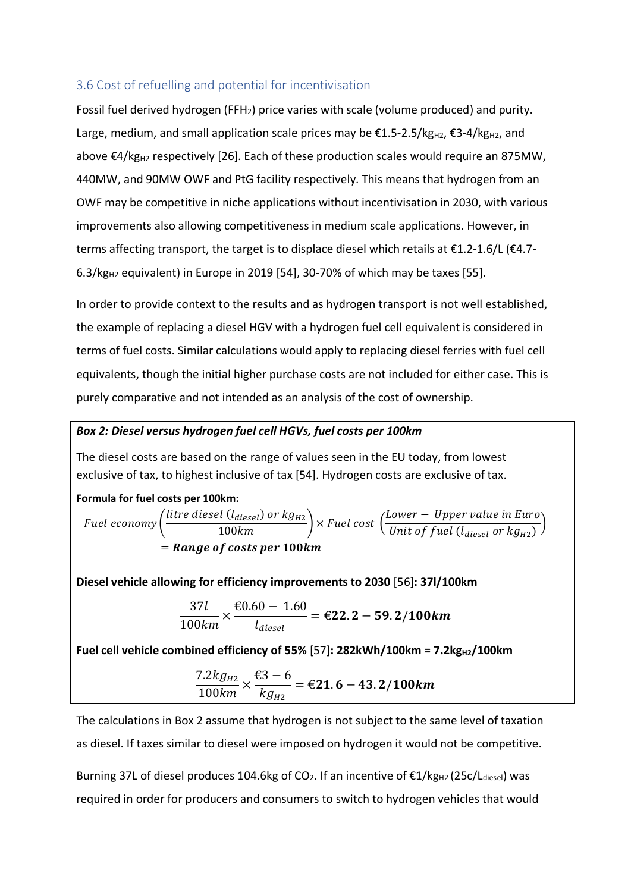## 3.6 Cost of refuelling and potential for incentivisation

Fossil fuel derived hydrogen ($FFH_2$) price varies with scale (volume produced) and purity. Large, medium, and small application scale prices may be €1.5-2.5/$kg_{H2}$, €3-4/$kg_{H2}$, and above €4/$kg_{H2}$ respectively [26]. Each of these production scales would require an 875MW, 440MW, and 90MW OWF and PtG facility respectively. This means that hydrogen from an OWF may be competitive in niche applications without incentivisation in 2030, with various improvements also allowing competitiveness in medium scale applications. However, in terms affecting transport, the target is to displace diesel which retails at €1.2-1.6/L (€4.7-6.3/$kg_{H2}$ equivalent) in Europe in 2019 [54], 30-70% of which may be taxes [55].

In order to provide context to the results and as hydrogen transport is not well established, the example of replacing a diesel HGV with a hydrogen fuel cell equivalent is considered in terms of fuel costs. Similar calculations would apply to replacing diesel ferries with fuel cell equivalents, though the initial higher purchase costs are not included for either case. This is purely comparative and not intended as an analysis of the cost of ownership.

***Box 2: Diesel versus hydrogen fuel cell HGVs, fuel costs per 100km***

The diesel costs are based on the range of values seen in the EU today, from lowest exclusive of tax, to highest inclusive of tax [54]. Hydrogen costs are exclusive of tax.

**Formula for fuel costs per 100km:**

$$Fuel\ economy\left(\frac{litre\ diesel\ (l_{diesel})\ or\ kg_{H2}}{100km}\right) \times Fuel\ cost\ \left(\frac{Lower - \ Upper\ value\ in\ Euro}{Unit\ of\ fuel\ (l_{diesel}\ or\ kg_{H2})}\right)$$
$$= \boldsymbol{Range\ of\ costs\ per\ 100km}$$

**Diesel vehicle allowing for efficiency improvements to 2030** [56]**: 37l/100km**

$$\frac{37l}{100km} \times \frac{€0.60 - 1.60}{l_{diesel}} = \boldsymbol{€22.2 - 59.2/100km}$$

**Fuel cell vehicle combined efficiency of 55%** [57]**: 282kWh/100km = 7.2$kg_{H2}$/100km**

$$\frac{7.2kg_{H2}}{100km} \times \frac{€3 - 6}{kg_{H2}} = \boldsymbol{€21.6 - 43.2/100km}$$

The calculations in Box 2 assume that hydrogen is not subject to the same level of taxation as diesel. If taxes similar to diesel were imposed on hydrogen it would not be competitive.

Burning 37L of diesel produces 104.6kg of $CO_2$. If an incentive of €1/$kg_{H2}$ (25c/$L_{diesel}$) was required in order for producers and consumers to switch to hydrogen vehicles that would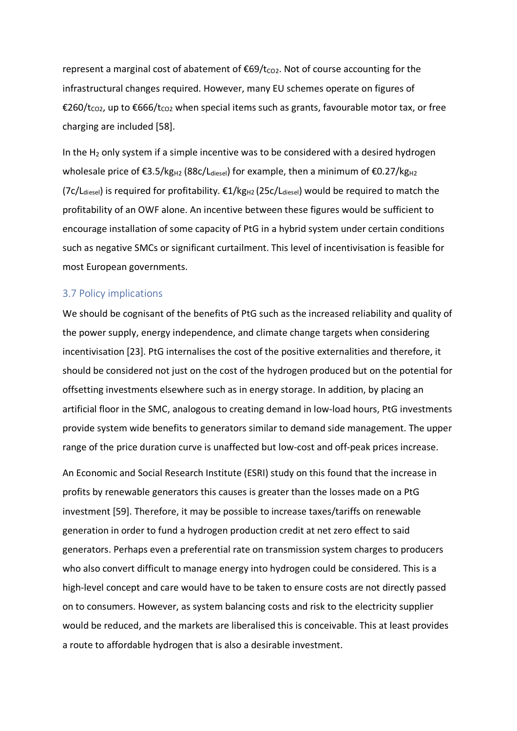represent a marginal cost of abatement of €69/$t_{CO2}$. Not of course accounting for the infrastructural changes required. However, many EU schemes operate on figures of €260/$t_{CO2}$, up to €666/$t_{CO2}$ when special items such as grants, favourable motor tax, or free charging are included [58].

In the $H_2$ only system if a simple incentive was to be considered with a desired hydrogen wholesale price of €3.5/$kg_{H2}$ (88c/$L_{diesel}$) for example, then a minimum of €0.27/$kg_{H2}$ (7c/$L_{diesel}$) is required for profitability. €1/$kg_{H2}$ (25c/$L_{diesel}$) would be required to match the profitability of an OWF alone. An incentive between these figures would be sufficient to encourage installation of some capacity of PtG in a hybrid system under certain conditions such as negative SMCs or significant curtailment. This level of incentivisation is feasible for most European governments.

### 3.7 Policy implications

We should be cognisant of the benefits of PtG such as the increased reliability and quality of the power supply, energy independence, and climate change targets when considering incentivisation [23]. PtG internalises the cost of the positive externalities and therefore, it should be considered not just on the cost of the hydrogen produced but on the potential for offsetting investments elsewhere such as in energy storage. In addition, by placing an artificial floor in the SMC, analogous to creating demand in low-load hours, PtG investments provide system wide benefits to generators similar to demand side management. The upper range of the price duration curve is unaffected but low-cost and off-peak prices increase.

An Economic and Social Research Institute (ESRI) study on this found that the increase in profits by renewable generators this causes is greater than the losses made on a PtG investment [59]. Therefore, it may be possible to increase taxes/tariffs on renewable generation in order to fund a hydrogen production credit at net zero effect to said generators. Perhaps even a preferential rate on transmission system charges to producers who also convert difficult to manage energy into hydrogen could be considered. This is a high-level concept and care would have to be taken to ensure costs are not directly passed on to consumers. However, as system balancing costs and risk to the electricity supplier would be reduced, and the markets are liberalised this is conceivable. This at least provides a route to affordable hydrogen that is also a desirable investment.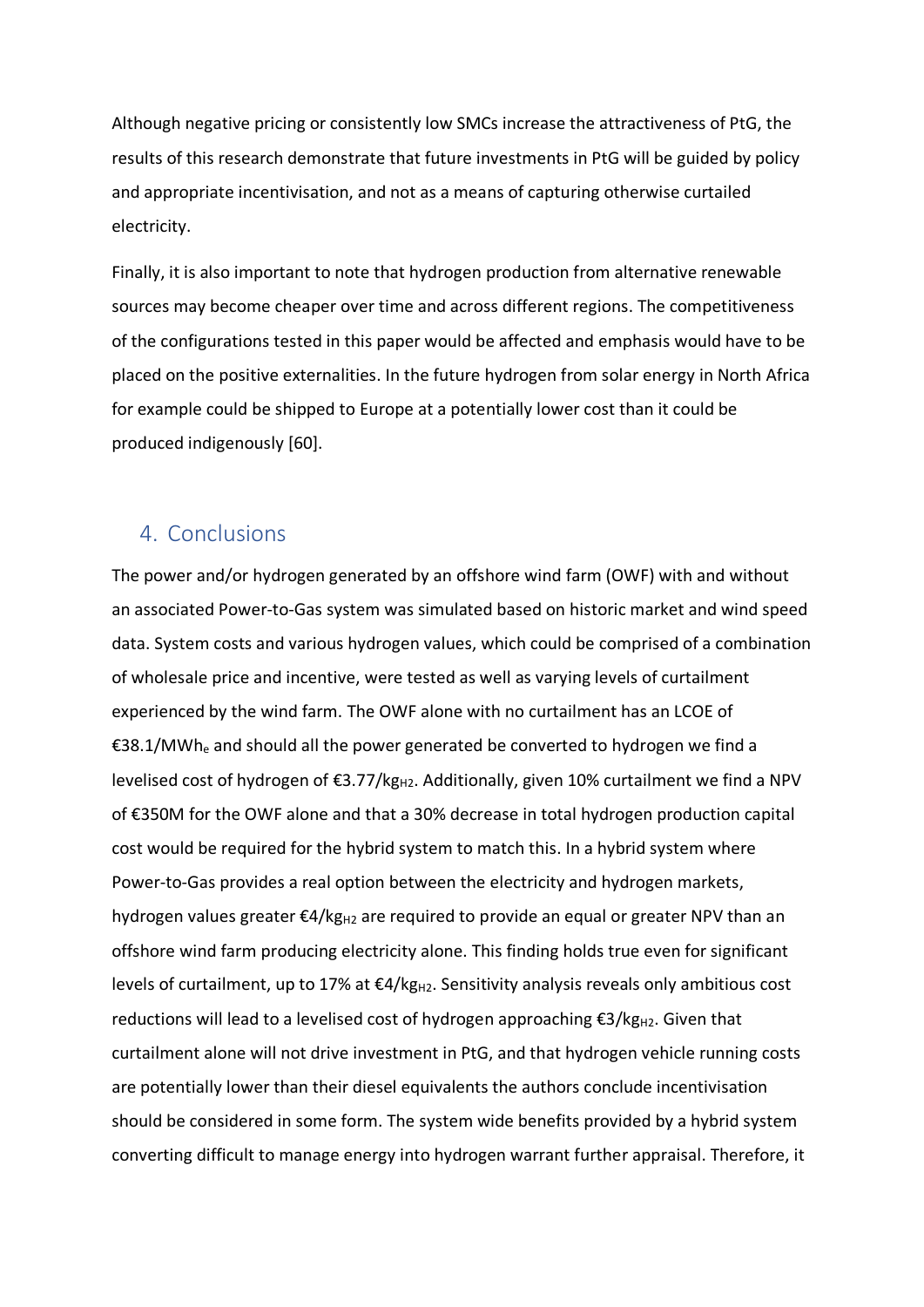Although negative pricing or consistently low SMCs increase the attractiveness of PtG, the results of this research demonstrate that future investments in PtG will be guided by policy and appropriate incentivisation, and not as a means of capturing otherwise curtailed electricity.

Finally, it is also important to note that hydrogen production from alternative renewable sources may become cheaper over time and across different regions. The competitiveness of the configurations tested in this paper would be affected and emphasis would have to be placed on the positive externalities. In the future hydrogen from solar energy in North Africa for example could be shipped to Europe at a potentially lower cost than it could be produced indigenously [60].

## 4. Conclusions

The power and/or hydrogen generated by an offshore wind farm (OWF) with and without an associated Power-to-Gas system was simulated based on historic market and wind speed data. System costs and various hydrogen values, which could be comprised of a combination of wholesale price and incentive, were tested as well as varying levels of curtailment experienced by the wind farm. The OWF alone with no curtailment has an LCOE of €38.1/$MWh_e$ and should all the power generated be converted to hydrogen we find a levelised cost of hydrogen of €3.77/$kg_{H2}$. Additionally, given 10% curtailment we find a NPV of €350M for the OWF alone and that a 30% decrease in total hydrogen production capital cost would be required for the hybrid system to match this. In a hybrid system where Power-to-Gas provides a real option between the electricity and hydrogen markets, hydrogen values greater €4/$kg_{H2}$ are required to provide an equal or greater NPV than an offshore wind farm producing electricity alone. This finding holds true even for significant levels of curtailment, up to 17% at €4/$kg_{H2}$. Sensitivity analysis reveals only ambitious cost reductions will lead to a levelised cost of hydrogen approaching €3/$kg_{H2}$. Given that curtailment alone will not drive investment in PtG, and that hydrogen vehicle running costs are potentially lower than their diesel equivalents the authors conclude incentivisation should be considered in some form. The system wide benefits provided by a hybrid system converting difficult to manage energy into hydrogen warrant further appraisal. Therefore, it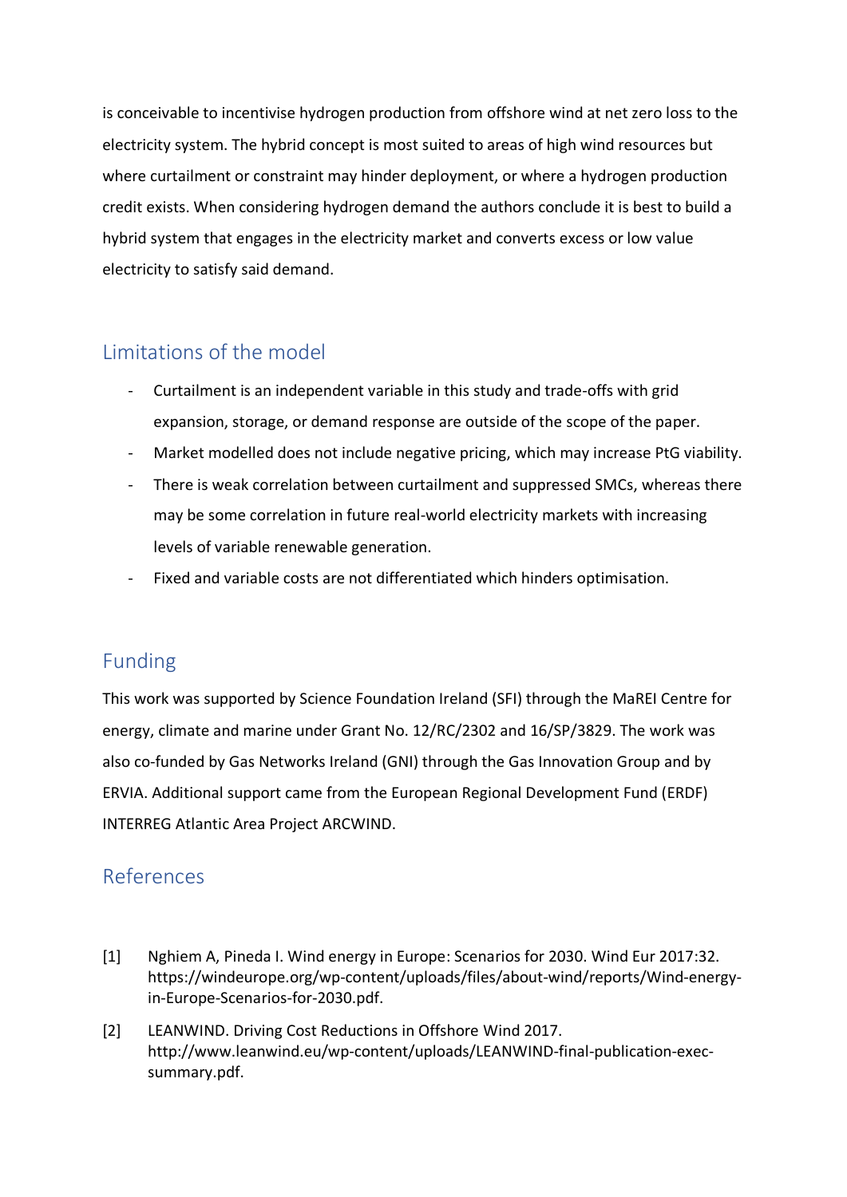is conceivable to incentivise hydrogen production from offshore wind at net zero loss to the electricity system. The hybrid concept is most suited to areas of high wind resources but where curtailment or constraint may hinder deployment, or where a hydrogen production credit exists. When considering hydrogen demand the authors conclude it is best to build a hybrid system that engages in the electricity market and converts excess or low value electricity to satisfy said demand.

## Limitations of the model

- Curtailment is an independent variable in this study and trade-offs with grid expansion, storage, or demand response are outside of the scope of the paper.
- Market modelled does not include negative pricing, which may increase PtG viability.
- There is weak correlation between curtailment and suppressed SMCs, whereas there may be some correlation in future real-world electricity markets with increasing levels of variable renewable generation.
- Fixed and variable costs are not differentiated which hinders optimisation.

## Funding

This work was supported by Science Foundation Ireland (SFI) through the MaREI Centre for energy, climate and marine under Grant No. 12/RC/2302 and 16/SP/3829. The work was also co-funded by Gas Networks Ireland (GNI) through the Gas Innovation Group and by ERVIA. Additional support came from the European Regional Development Fund (ERDF) INTERREG Atlantic Area Project ARCWIND.

## References

[1] Nghiem A, Pineda I. Wind energy in Europe: Scenarios for 2030. Wind Eur 2017:32. https://windeurope.org/wp-content/uploads/files/about-wind/reports/Wind-energy-in-Europe-Scenarios-for-2030.pdf.

[2] LEANWIND. Driving Cost Reductions in Offshore Wind 2017. http://www.leanwind.eu/wp-content/uploads/LEANWIND-final-publication-exec-summary.pdf.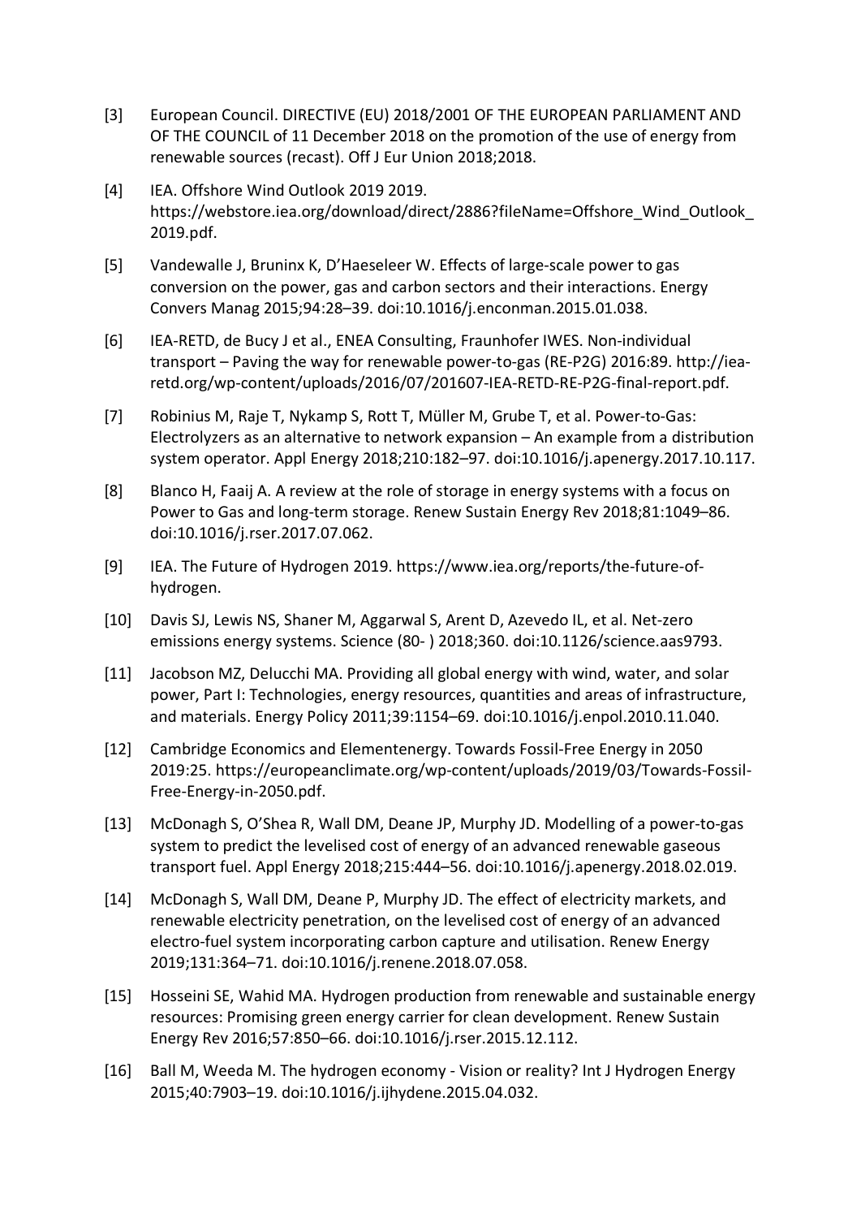[3] European Council. DIRECTIVE (EU) 2018/2001 OF THE EUROPEAN PARLIAMENT AND OF THE COUNCIL of 11 December 2018 on the promotion of the use of energy from renewable sources (recast). Off J Eur Union 2018;2018.

[4] IEA. Offshore Wind Outlook 2019 2019. https://webstore.iea.org/download/direct/2886?fileName=Offshore_Wind_Outlook_2019.pdf.

[5] Vandewalle J, Bruninx K, D'Haeseleer W. Effects of large-scale power to gas conversion on the power, gas and carbon sectors and their interactions. Energy Convers Manag 2015;94:28–39. doi:10.1016/j.enconman.2015.01.038.

[6] IEA-RETD, de Bucy J et al., ENEA Consulting, Fraunhofer IWES. Non-individual transport – Paving the way for renewable power-to-gas (RE-P2G) 2016:89. http://iea-retd.org/wp-content/uploads/2016/07/201607-IEA-RETD-RE-P2G-final-report.pdf.

[7] Robinius M, Raje T, Nykamp S, Rott T, Müller M, Grube T, et al. Power-to-Gas: Electrolyzers as an alternative to network expansion – An example from a distribution system operator. Appl Energy 2018;210:182–97. doi:10.1016/j.apenergy.2017.10.117.

[8] Blanco H, Faaij A. A review at the role of storage in energy systems with a focus on Power to Gas and long-term storage. Renew Sustain Energy Rev 2018;81:1049–86. doi:10.1016/j.rser.2017.07.062.

[9] IEA. The Future of Hydrogen 2019. https://www.iea.org/reports/the-future-of-hydrogen.

[10] Davis SJ, Lewis NS, Shaner M, Aggarwal S, Arent D, Azevedo IL, et al. Net-zero emissions energy systems. Science (80- ) 2018;360. doi:10.1126/science.aas9793.

[11] Jacobson MZ, Delucchi MA. Providing all global energy with wind, water, and solar power, Part I: Technologies, energy resources, quantities and areas of infrastructure, and materials. Energy Policy 2011;39:1154–69. doi:10.1016/j.enpol.2010.11.040.

[12] Cambridge Economics and Elementenergy. Towards Fossil-Free Energy in 2050 2019:25. https://europeanclimate.org/wp-content/uploads/2019/03/Towards-Fossil-Free-Energy-in-2050.pdf.

[13] McDonagh S, O'Shea R, Wall DM, Deane JP, Murphy JD. Modelling of a power-to-gas system to predict the levelised cost of energy of an advanced renewable gaseous transport fuel. Appl Energy 2018;215:444–56. doi:10.1016/j.apenergy.2018.02.019.

[14] McDonagh S, Wall DM, Deane P, Murphy JD. The effect of electricity markets, and renewable electricity penetration, on the levelised cost of energy of an advanced electro-fuel system incorporating carbon capture and utilisation. Renew Energy 2019;131:364–71. doi:10.1016/j.renene.2018.07.058.

[15] Hosseini SE, Wahid MA. Hydrogen production from renewable and sustainable energy resources: Promising green energy carrier for clean development. Renew Sustain Energy Rev 2016;57:850–66. doi:10.1016/j.rser.2015.12.112.

[16] Ball M, Weeda M. The hydrogen economy - Vision or reality? Int J Hydrogen Energy 2015;40:7903–19. doi:10.1016/j.ijhydene.2015.04.032.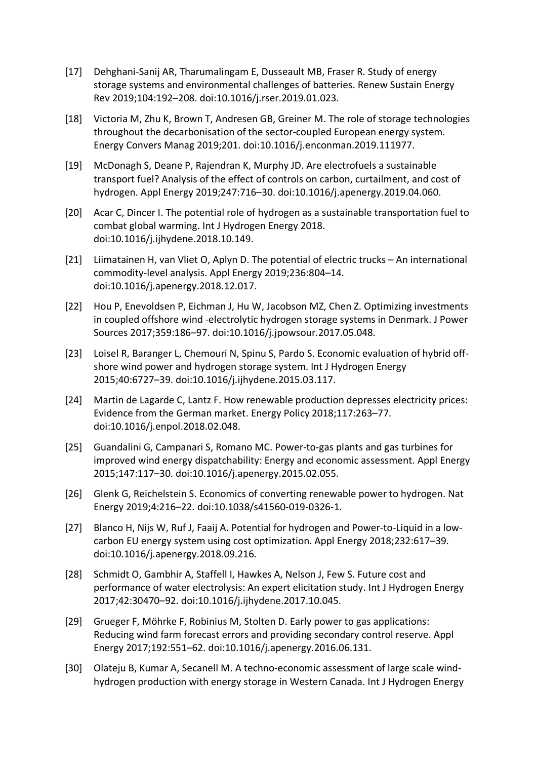[17] Dehghani-Sanij AR, Tharumalingam E, Dusseault MB, Fraser R. Study of energy storage systems and environmental challenges of batteries. Renew Sustain Energy Rev 2019;104:192–208. doi:10.1016/j.rser.2019.01.023.

[18] Victoria M, Zhu K, Brown T, Andresen GB, Greiner M. The role of storage technologies throughout the decarbonisation of the sector-coupled European energy system. Energy Convers Manag 2019;201. doi:10.1016/j.enconman.2019.111977.

[19] McDonagh S, Deane P, Rajendran K, Murphy JD. Are electrofuels a sustainable transport fuel? Analysis of the effect of controls on carbon, curtailment, and cost of hydrogen. Appl Energy 2019;247:716–30. doi:10.1016/j.apenergy.2019.04.060.

[20] Acar C, Dincer I. The potential role of hydrogen as a sustainable transportation fuel to combat global warming. Int J Hydrogen Energy 2018. doi:10.1016/j.ijhydene.2018.10.149.

[21] Liimatainen H, van Vliet O, Aplyn D. The potential of electric trucks – An international commodity-level analysis. Appl Energy 2019;236:804–14. doi:10.1016/j.apenergy.2018.12.017.

[22] Hou P, Enevoldsen P, Eichman J, Hu W, Jacobson MZ, Chen Z. Optimizing investments in coupled offshore wind -electrolytic hydrogen storage systems in Denmark. J Power Sources 2017;359:186–97. doi:10.1016/j.jpowsour.2017.05.048.

[23] Loisel R, Baranger L, Chemouri N, Spinu S, Pardo S. Economic evaluation of hybrid off-shore wind power and hydrogen storage system. Int J Hydrogen Energy 2015;40:6727–39. doi:10.1016/j.ijhydene.2015.03.117.

[24] Martin de Lagarde C, Lantz F. How renewable production depresses electricity prices: Evidence from the German market. Energy Policy 2018;117:263–77. doi:10.1016/j.enpol.2018.02.048.

[25] Guandalini G, Campanari S, Romano MC. Power-to-gas plants and gas turbines for improved wind energy dispatchability: Energy and economic assessment. Appl Energy 2015;147:117–30. doi:10.1016/j.apenergy.2015.02.055.

[26] Glenk G, Reichelstein S. Economics of converting renewable power to hydrogen. Nat Energy 2019;4:216–22. doi:10.1038/s41560-019-0326-1.

[27] Blanco H, Nijs W, Ruf J, Faaij A. Potential for hydrogen and Power-to-Liquid in a low-carbon EU energy system using cost optimization. Appl Energy 2018;232:617–39. doi:10.1016/j.apenergy.2018.09.216.

[28] Schmidt O, Gambhir A, Staffell I, Hawkes A, Nelson J, Few S. Future cost and performance of water electrolysis: An expert elicitation study. Int J Hydrogen Energy 2017;42:30470–92. doi:10.1016/j.ijhydene.2017.10.045.

[29] Grueger F, Möhrke F, Robinius M, Stolten D. Early power to gas applications: Reducing wind farm forecast errors and providing secondary control reserve. Appl Energy 2017;192:551–62. doi:10.1016/j.apenergy.2016.06.131.

[30] Olateju B, Kumar A, Secanell M. A techno-economic assessment of large scale wind-hydrogen production with energy storage in Western Canada. Int J Hydrogen Energy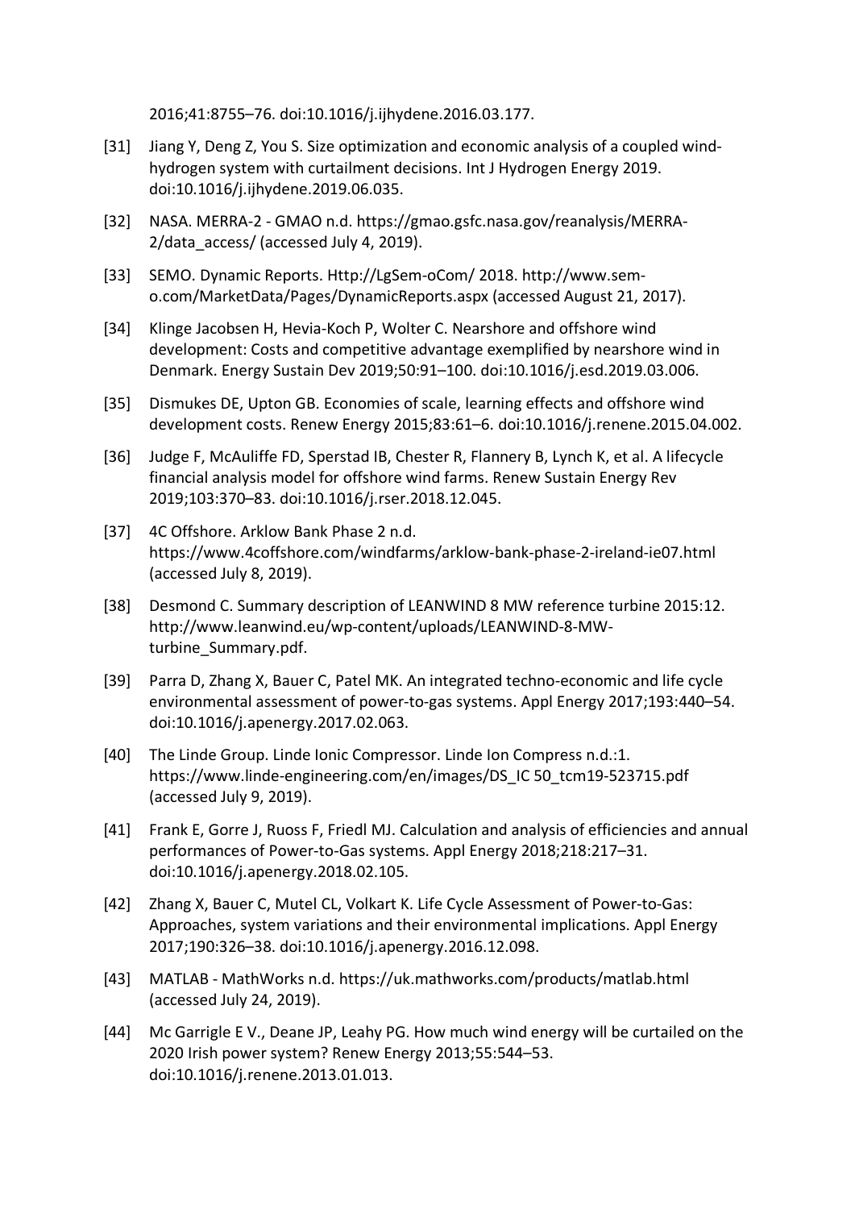2016;41:8755–76. doi:10.1016/j.ijhydene.2016.03.177.

[31] Jiang Y, Deng Z, You S. Size optimization and economic analysis of a coupled wind-hydrogen system with curtailment decisions. Int J Hydrogen Energy 2019. doi:10.1016/j.ijhydene.2019.06.035.

[32] NASA. MERRA-2 - GMAO n.d. https://gmao.gsfc.nasa.gov/reanalysis/MERRA-2/data_access/ (accessed July 4, 2019).

[33] SEMO. Dynamic Reports. Http://LgSem-oCom/ 2018. http://www.sem-o.com/MarketData/Pages/DynamicReports.aspx (accessed August 21, 2017).

[34] Klinge Jacobsen H, Hevia-Koch P, Wolter C. Nearshore and offshore wind development: Costs and competitive advantage exemplified by nearshore wind in Denmark. Energy Sustain Dev 2019;50:91–100. doi:10.1016/j.esd.2019.03.006.

[35] Dismukes DE, Upton GB. Economies of scale, learning effects and offshore wind development costs. Renew Energy 2015;83:61–6. doi:10.1016/j.renene.2015.04.002.

[36] Judge F, McAuliffe FD, Sperstad IB, Chester R, Flannery B, Lynch K, et al. A lifecycle financial analysis model for offshore wind farms. Renew Sustain Energy Rev 2019;103:370–83. doi:10.1016/j.rser.2018.12.045.

[37] 4C Offshore. Arklow Bank Phase 2 n.d. https://www.4coffshore.com/windfarms/arklow-bank-phase-2-ireland-ie07.html (accessed July 8, 2019).

[38] Desmond C. Summary description of LEANWIND 8 MW reference turbine 2015:12. http://www.leanwind.eu/wp-content/uploads/LEANWIND-8-MW-turbine_Summary.pdf.

[39] Parra D, Zhang X, Bauer C, Patel MK. An integrated techno-economic and life cycle environmental assessment of power-to-gas systems. Appl Energy 2017;193:440–54. doi:10.1016/j.apenergy.2017.02.063.

[40] The Linde Group. Linde Ionic Compressor. Linde Ion Compress n.d.:1. https://www.linde-engineering.com/en/images/DS_IC 50_tcm19-523715.pdf (accessed July 9, 2019).

[41] Frank E, Gorre J, Ruoss F, Friedl MJ. Calculation and analysis of efficiencies and annual performances of Power-to-Gas systems. Appl Energy 2018;218:217–31. doi:10.1016/j.apenergy.2018.02.105.

[42] Zhang X, Bauer C, Mutel CL, Volkart K. Life Cycle Assessment of Power-to-Gas: Approaches, system variations and their environmental implications. Appl Energy 2017;190:326–38. doi:10.1016/j.apenergy.2016.12.098.

[43] MATLAB - MathWorks n.d. https://uk.mathworks.com/products/matlab.html (accessed July 24, 2019).

[44] Mc Garrigle E V., Deane JP, Leahy PG. How much wind energy will be curtailed on the 2020 Irish power system? Renew Energy 2013;55:544–53. doi:10.1016/j.renene.2013.01.013.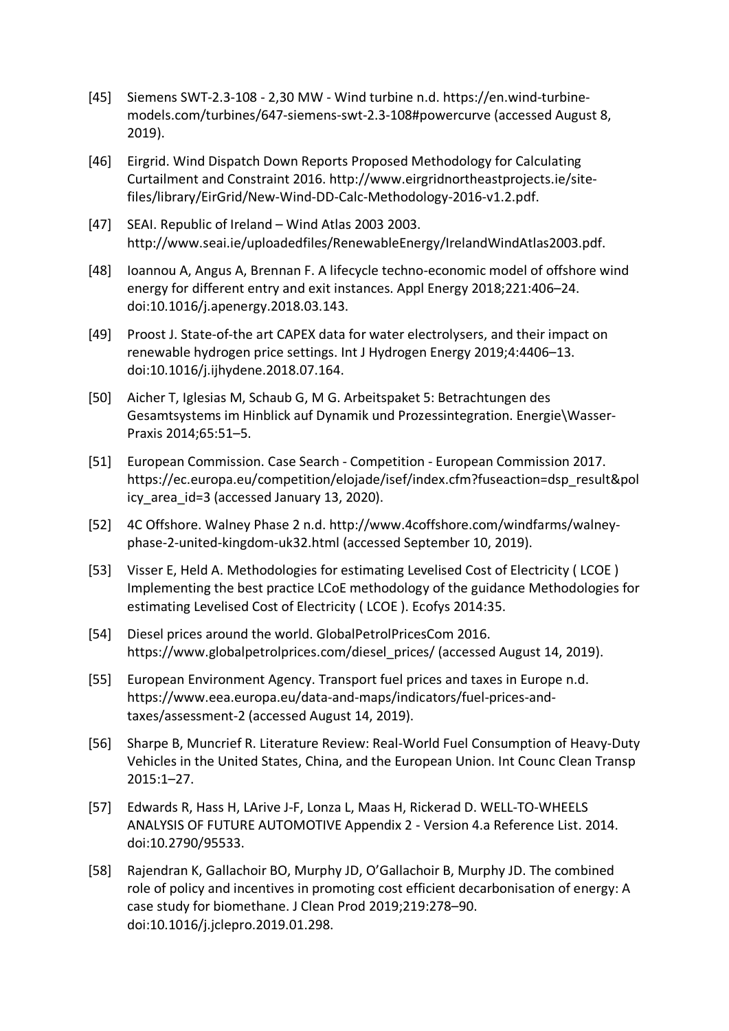[45] Siemens SWT-2.3-108 - 2,30 MW - Wind turbine n.d. https://en.wind-turbine-models.com/turbines/647-siemens-swt-2.3-108#powercurve (accessed August 8, 2019).

[46] Eirgrid. Wind Dispatch Down Reports Proposed Methodology for Calculating Curtailment and Constraint 2016. http://www.eirgridnortheastprojects.ie/site-files/library/EirGrid/New-Wind-DD-Calc-Methodology-2016-v1.2.pdf.

[47] SEAI. Republic of Ireland – Wind Atlas 2003 2003. http://www.seai.ie/uploadedfiles/RenewableEnergy/IrelandWindAtlas2003.pdf.

[48] Ioannou A, Angus A, Brennan F. A lifecycle techno-economic model of offshore wind energy for different entry and exit instances. Appl Energy 2018;221:406–24. doi:10.1016/j.apenergy.2018.03.143.

[49] Proost J. State-of-the art CAPEX data for water electrolysers, and their impact on renewable hydrogen price settings. Int J Hydrogen Energy 2019;4:4406–13. doi:10.1016/j.ijhydene.2018.07.164.

[50] Aicher T, Iglesias M, Schaub G, M G. Arbeitspaket 5: Betrachtungen des Gesamtsystems im Hinblick auf Dynamik und Prozessintegration. Energie\Wasser-Praxis 2014;65:51–5.

[51] European Commission. Case Search - Competition - European Commission 2017. https://ec.europa.eu/competition/elojade/isef/index.cfm?fuseaction=dsp_result&policy_area_id=3 (accessed January 13, 2020).

[52] 4C Offshore. Walney Phase 2 n.d. http://www.4coffshore.com/windfarms/walney-phase-2-united-kingdom-uk32.html (accessed September 10, 2019).

[53] Visser E, Held A. Methodologies for estimating Levelised Cost of Electricity ( LCOE ) Implementing the best practice LCoE methodology of the guidance Methodologies for estimating Levelised Cost of Electricity ( LCOE ). Ecofys 2014:35.

[54] Diesel prices around the world. GlobalPetrolPricesCom 2016. https://www.globalpetrolprices.com/diesel_prices/ (accessed August 14, 2019).

[55] European Environment Agency. Transport fuel prices and taxes in Europe n.d. https://www.eea.europa.eu/data-and-maps/indicators/fuel-prices-and-taxes/assessment-2 (accessed August 14, 2019).

[56] Sharpe B, Muncrief R. Literature Review: Real-World Fuel Consumption of Heavy-Duty Vehicles in the United States, China, and the European Union. Int Counc Clean Transp 2015:1–27.

[57] Edwards R, Hass H, LArive J-F, Lonza L, Maas H, Rickerad D. WELL-TO-WHEELS ANALYSIS OF FUTURE AUTOMOTIVE Appendix 2 - Version 4.a Reference List. 2014. doi:10.2790/95533.

[58] Rajendran K, Gallachoir BO, Murphy JD, O'Gallachoir B, Murphy JD. The combined role of policy and incentives in promoting cost efficient decarbonisation of energy: A case study for biomethane. J Clean Prod 2019;219:278–90. doi:10.1016/j.jclepro.2019.01.298.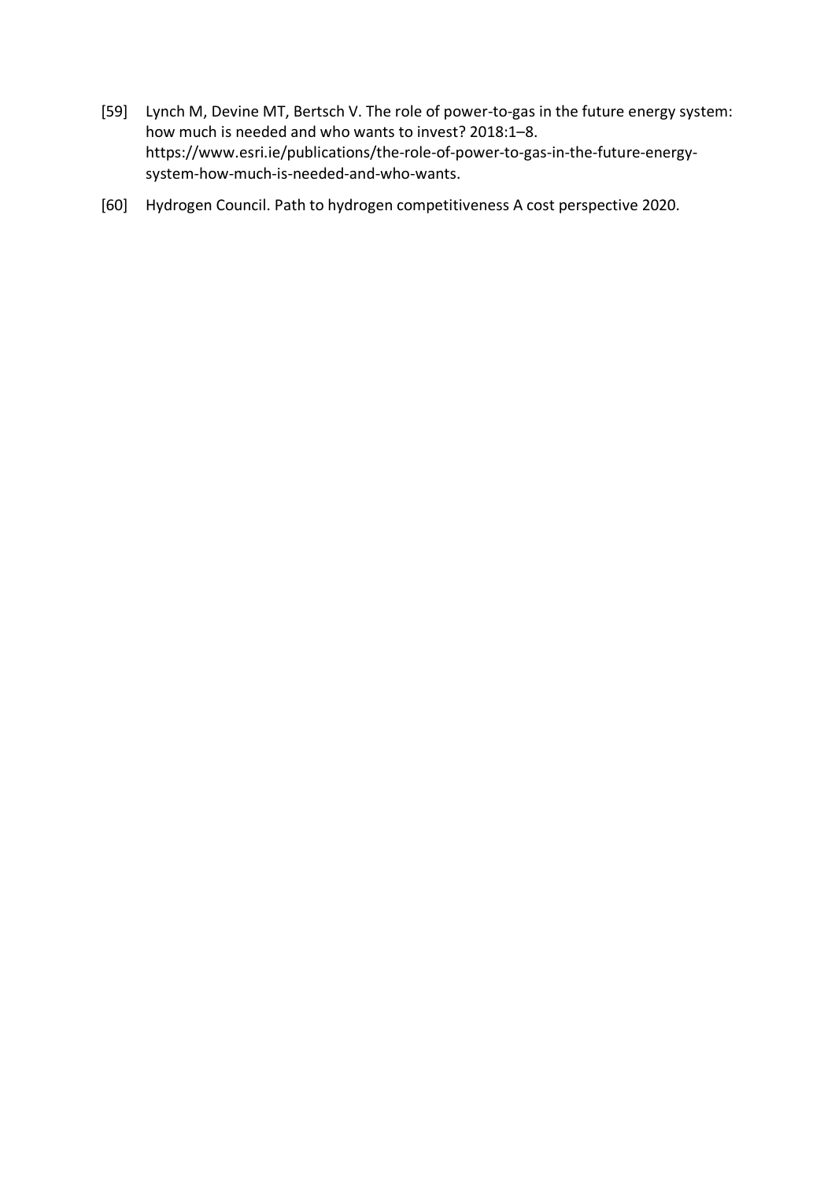[59] Lynch M, Devine MT, Bertsch V. The role of power-to-gas in the future energy system: how much is needed and who wants to invest? 2018:1–8. https://www.esri.ie/publications/the-role-of-power-to-gas-in-the-future-energy-system-how-much-is-needed-and-who-wants.

[60] Hydrogen Council. Path to hydrogen competitiveness A cost perspective 2020.